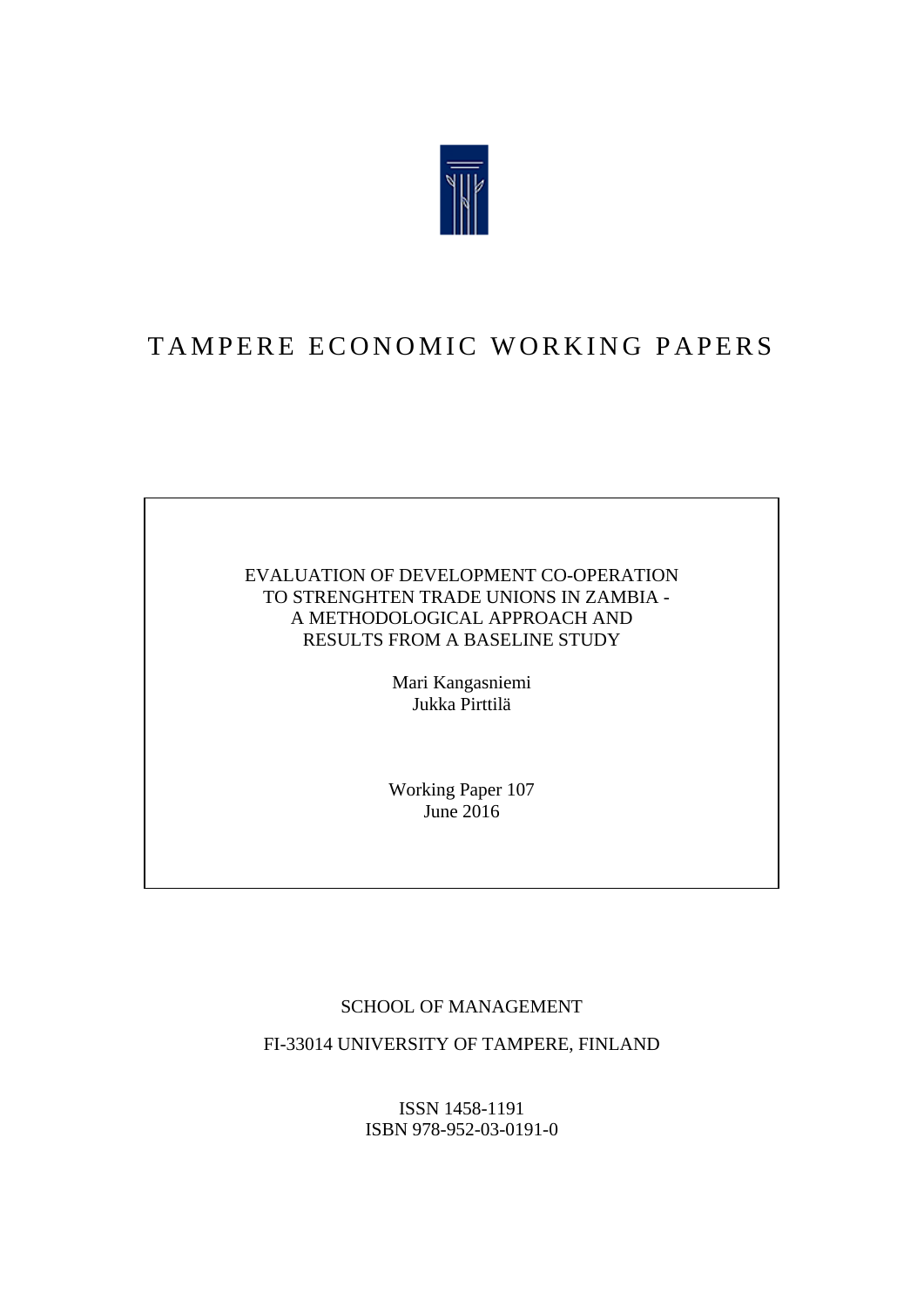# TAMPERE ECONOMIC WORKING PAPERS

EVALUATION OF DEVELOPMENT CO-OPERATION TO STRENGHTEN TRADE UNIONS IN ZAMBIA - A METHODOLOGICAL APPROACH AND RESULTS FROM A BASELINE STUDY

Mari Kangasniemi
Jukka Pirttilä

Working Paper 107
June 2016

SCHOOL OF MANAGEMENT

FI-33014 UNIVERSITY OF TAMPERE, FINLAND

ISSN 1458-1191
ISBN 978-952-03-0191-0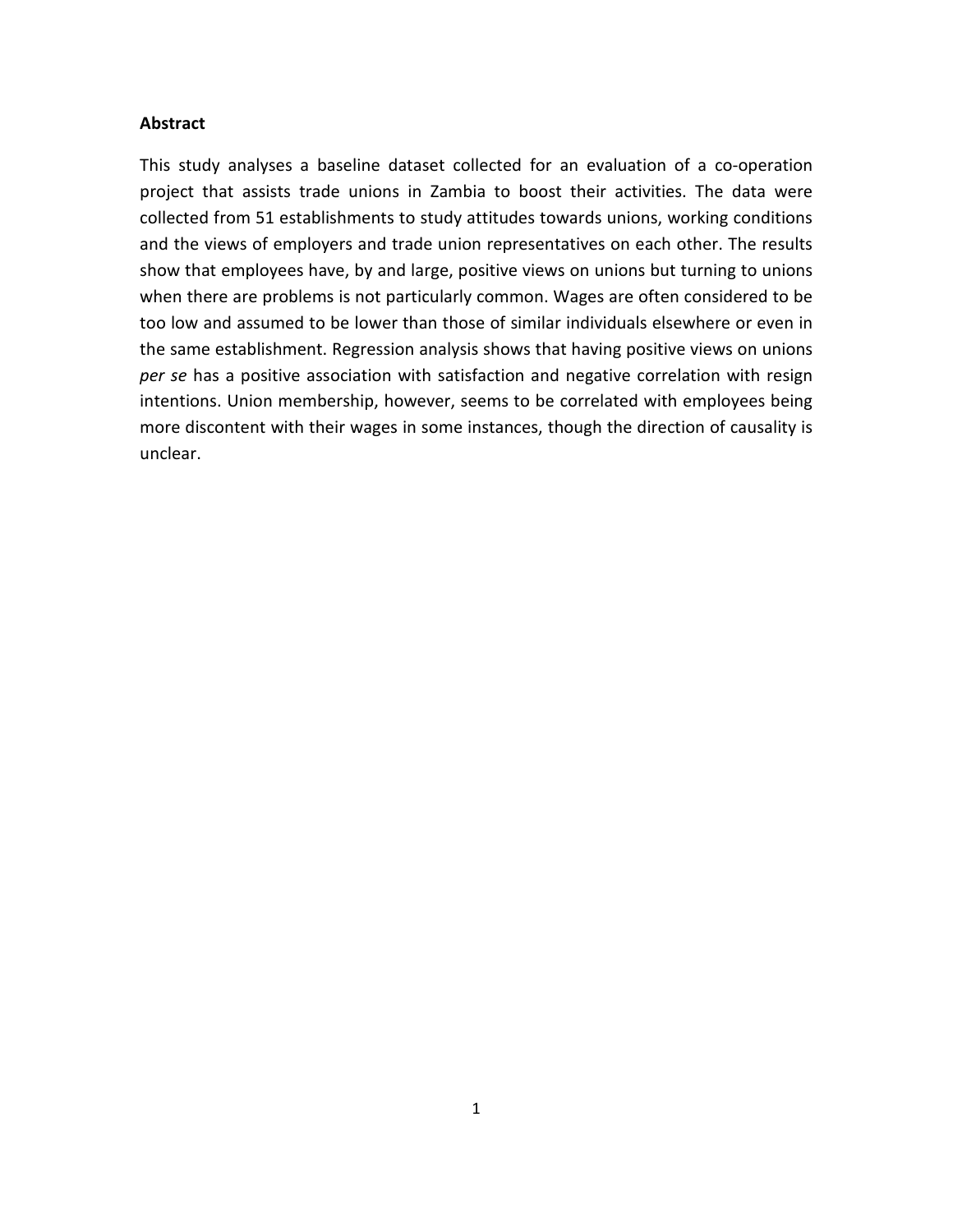**Abstract**

This study analyses a baseline dataset collected for an evaluation of a co-operation project that assists trade unions in Zambia to boost their activities. The data were collected from 51 establishments to study attitudes towards unions, working conditions and the views of employers and trade union representatives on each other. The results show that employees have, by and large, positive views on unions but turning to unions when there are problems is not particularly common. Wages are often considered to be too low and assumed to be lower than those of similar individuals elsewhere or even in the same establishment. Regression analysis shows that having positive views on unions *per se* has a positive association with satisfaction and negative correlation with resign intentions. Union membership, however, seems to be correlated with employees being more discontent with their wages in some instances, though the direction of causality is unclear.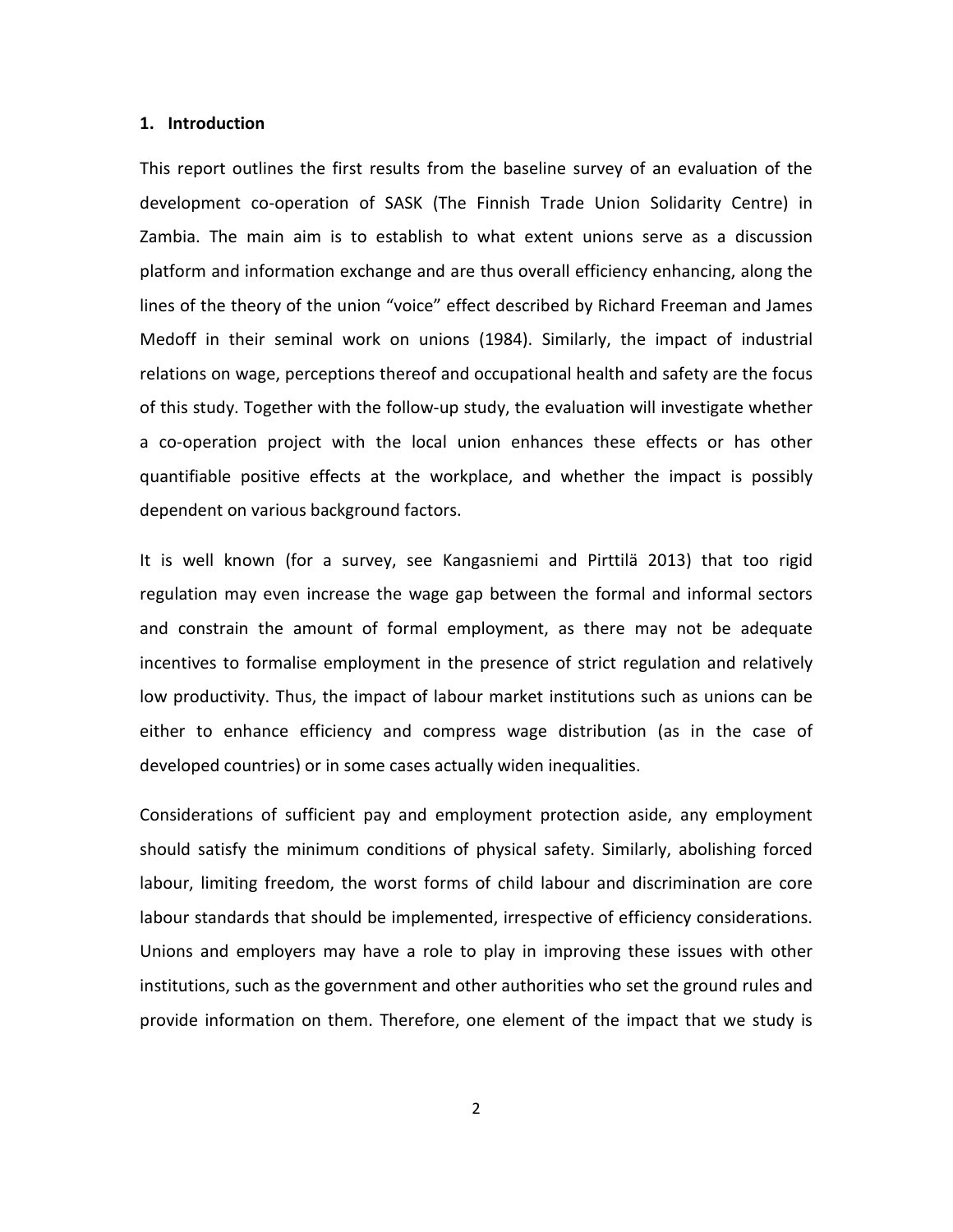## 1. Introduction

This report outlines the first results from the baseline survey of an evaluation of the development co-operation of SASK (The Finnish Trade Union Solidarity Centre) in Zambia. The main aim is to establish to what extent unions serve as a discussion platform and information exchange and are thus overall efficiency enhancing, along the lines of the theory of the union "voice" effect described by Richard Freeman and James Medoff in their seminal work on unions (1984). Similarly, the impact of industrial relations on wage, perceptions thereof and occupational health and safety are the focus of this study. Together with the follow-up study, the evaluation will investigate whether a co-operation project with the local union enhances these effects or has other quantifiable positive effects at the workplace, and whether the impact is possibly dependent on various background factors.

It is well known (for a survey, see Kangasniemi and Pirttilä 2013) that too rigid regulation may even increase the wage gap between the formal and informal sectors and constrain the amount of formal employment, as there may not be adequate incentives to formalise employment in the presence of strict regulation and relatively low productivity. Thus, the impact of labour market institutions such as unions can be either to enhance efficiency and compress wage distribution (as in the case of developed countries) or in some cases actually widen inequalities.

Considerations of sufficient pay and employment protection aside, any employment should satisfy the minimum conditions of physical safety. Similarly, abolishing forced labour, limiting freedom, the worst forms of child labour and discrimination are core labour standards that should be implemented, irrespective of efficiency considerations. Unions and employers may have a role to play in improving these issues with other institutions, such as the government and other authorities who set the ground rules and provide information on them. Therefore, one element of the impact that we study is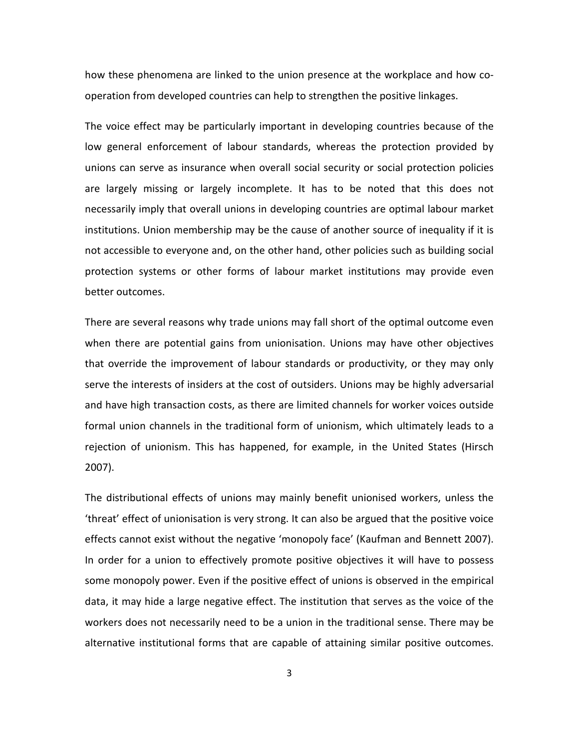how these phenomena are linked to the union presence at the workplace and how co-operation from developed countries can help to strengthen the positive linkages.

The voice effect may be particularly important in developing countries because of the low general enforcement of labour standards, whereas the protection provided by unions can serve as insurance when overall social security or social protection policies are largely missing or largely incomplete. It has to be noted that this does not necessarily imply that overall unions in developing countries are optimal labour market institutions. Union membership may be the cause of another source of inequality if it is not accessible to everyone and, on the other hand, other policies such as building social protection systems or other forms of labour market institutions may provide even better outcomes.

There are several reasons why trade unions may fall short of the optimal outcome even when there are potential gains from unionisation. Unions may have other objectives that override the improvement of labour standards or productivity, or they may only serve the interests of insiders at the cost of outsiders. Unions may be highly adversarial and have high transaction costs, as there are limited channels for worker voices outside formal union channels in the traditional form of unionism, which ultimately leads to a rejection of unionism. This has happened, for example, in the United States (Hirsch 2007).

The distributional effects of unions may mainly benefit unionised workers, unless the 'threat' effect of unionisation is very strong. It can also be argued that the positive voice effects cannot exist without the negative 'monopoly face' (Kaufman and Bennett 2007). In order for a union to effectively promote positive objectives it will have to possess some monopoly power. Even if the positive effect of unions is observed in the empirical data, it may hide a large negative effect. The institution that serves as the voice of the workers does not necessarily need to be a union in the traditional sense. There may be alternative institutional forms that are capable of attaining similar positive outcomes.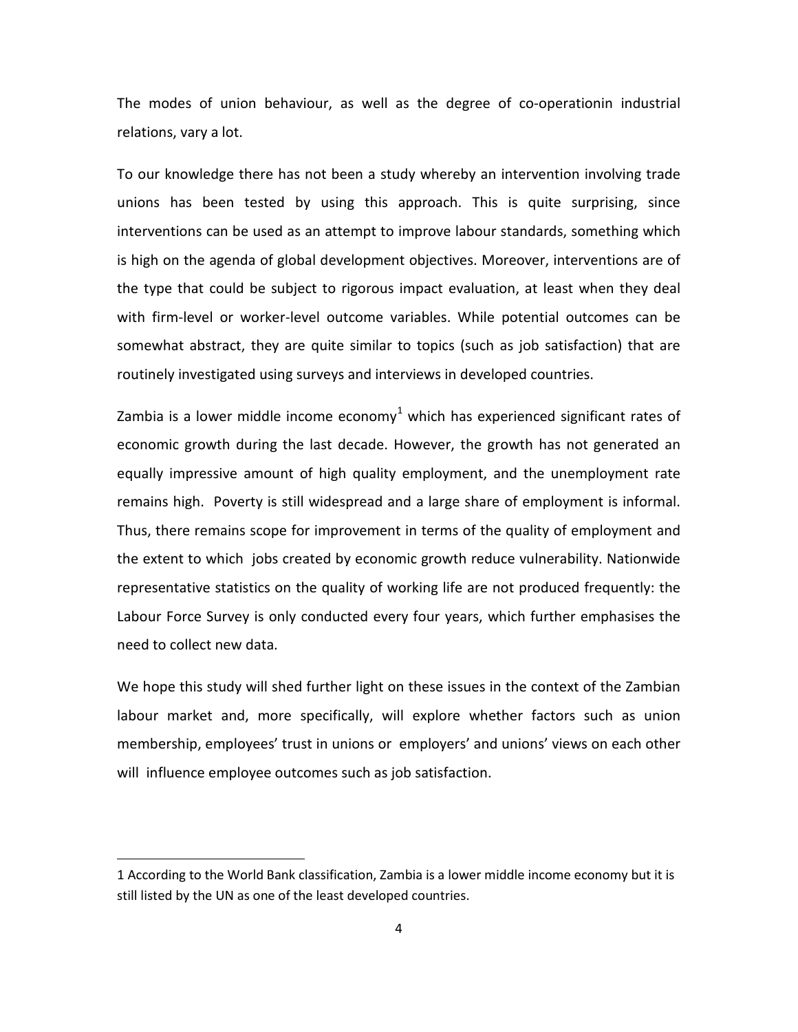The modes of union behaviour, as well as the degree of co-operationin industrial relations, vary a lot.

To our knowledge there has not been a study whereby an intervention involving trade unions has been tested by using this approach. This is quite surprising, since interventions can be used as an attempt to improve labour standards, something which is high on the agenda of global development objectives. Moreover, interventions are of the type that could be subject to rigorous impact evaluation, at least when they deal with firm-level or worker-level outcome variables. While potential outcomes can be somewhat abstract, they are quite similar to topics (such as job satisfaction) that are routinely investigated using surveys and interviews in developed countries.

Zambia is a lower middle income economy[1] which has experienced significant rates of economic growth during the last decade. However, the growth has not generated an equally impressive amount of high quality employment, and the unemployment rate remains high. Poverty is still widespread and a large share of employment is informal. Thus, there remains scope for improvement in terms of the quality of employment and the extent to which jobs created by economic growth reduce vulnerability. Nationwide representative statistics on the quality of working life are not produced frequently: the Labour Force Survey is only conducted every four years, which further emphasises the need to collect new data.

We hope this study will shed further light on these issues in the context of the Zambian labour market and, more specifically, will explore whether factors such as union membership, employees' trust in unions or employers' and unions' views on each other will influence employee outcomes such as job satisfaction.

---

1 According to the World Bank classification, Zambia is a lower middle income economy but it is still listed by the UN as one of the least developed countries.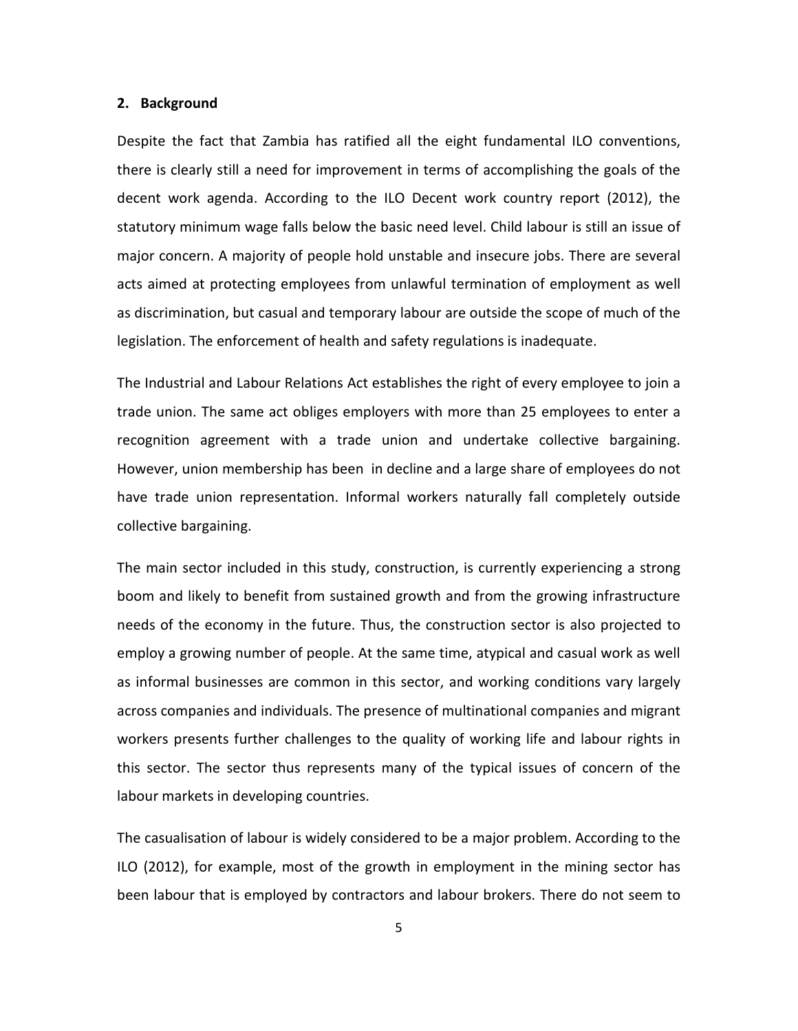## 2. Background

Despite the fact that Zambia has ratified all the eight fundamental ILO conventions, there is clearly still a need for improvement in terms of accomplishing the goals of the decent work agenda. According to the ILO Decent work country report (2012), the statutory minimum wage falls below the basic need level. Child labour is still an issue of major concern. A majority of people hold unstable and insecure jobs. There are several acts aimed at protecting employees from unlawful termination of employment as well as discrimination, but casual and temporary labour are outside the scope of much of the legislation. The enforcement of health and safety regulations is inadequate.

The Industrial and Labour Relations Act establishes the right of every employee to join a trade union. The same act obliges employers with more than 25 employees to enter a recognition agreement with a trade union and undertake collective bargaining. However, union membership has been in decline and a large share of employees do not have trade union representation. Informal workers naturally fall completely outside collective bargaining.

The main sector included in this study, construction, is currently experiencing a strong boom and likely to benefit from sustained growth and from the growing infrastructure needs of the economy in the future. Thus, the construction sector is also projected to employ a growing number of people. At the same time, atypical and casual work as well as informal businesses are common in this sector, and working conditions vary largely across companies and individuals. The presence of multinational companies and migrant workers presents further challenges to the quality of working life and labour rights in this sector. The sector thus represents many of the typical issues of concern of the labour markets in developing countries.

The casualisation of labour is widely considered to be a major problem. According to the ILO (2012), for example, most of the growth in employment in the mining sector has been labour that is employed by contractors and labour brokers. There do not seem to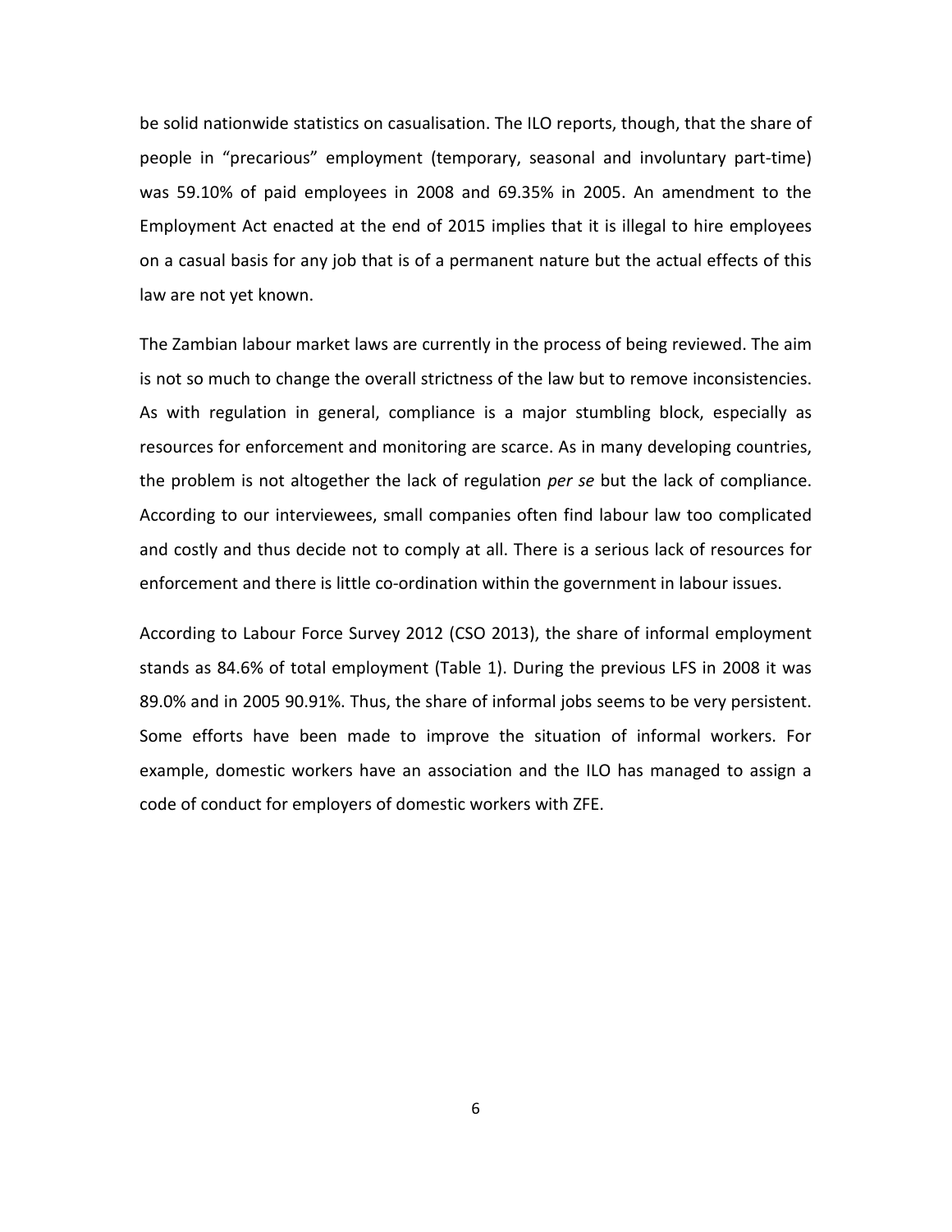be solid nationwide statistics on casualisation. The ILO reports, though, that the share of people in "precarious" employment (temporary, seasonal and involuntary part-time) was 59.10% of paid employees in 2008 and 69.35% in 2005. An amendment to the Employment Act enacted at the end of 2015 implies that it is illegal to hire employees on a casual basis for any job that is of a permanent nature but the actual effects of this law are not yet known.

The Zambian labour market laws are currently in the process of being reviewed. The aim is not so much to change the overall strictness of the law but to remove inconsistencies. As with regulation in general, compliance is a major stumbling block, especially as resources for enforcement and monitoring are scarce. As in many developing countries, the problem is not altogether the lack of regulation *per se* but the lack of compliance. According to our interviewees, small companies often find labour law too complicated and costly and thus decide not to comply at all. There is a serious lack of resources for enforcement and there is little co-ordination within the government in labour issues.

According to Labour Force Survey 2012 (CSO 2013), the share of informal employment stands as 84.6% of total employment (Table 1). During the previous LFS in 2008 it was 89.0% and in 2005 90.91%. Thus, the share of informal jobs seems to be very persistent. Some efforts have been made to improve the situation of informal workers. For example, domestic workers have an association and the ILO has managed to assign a code of conduct for employers of domestic workers with ZFE.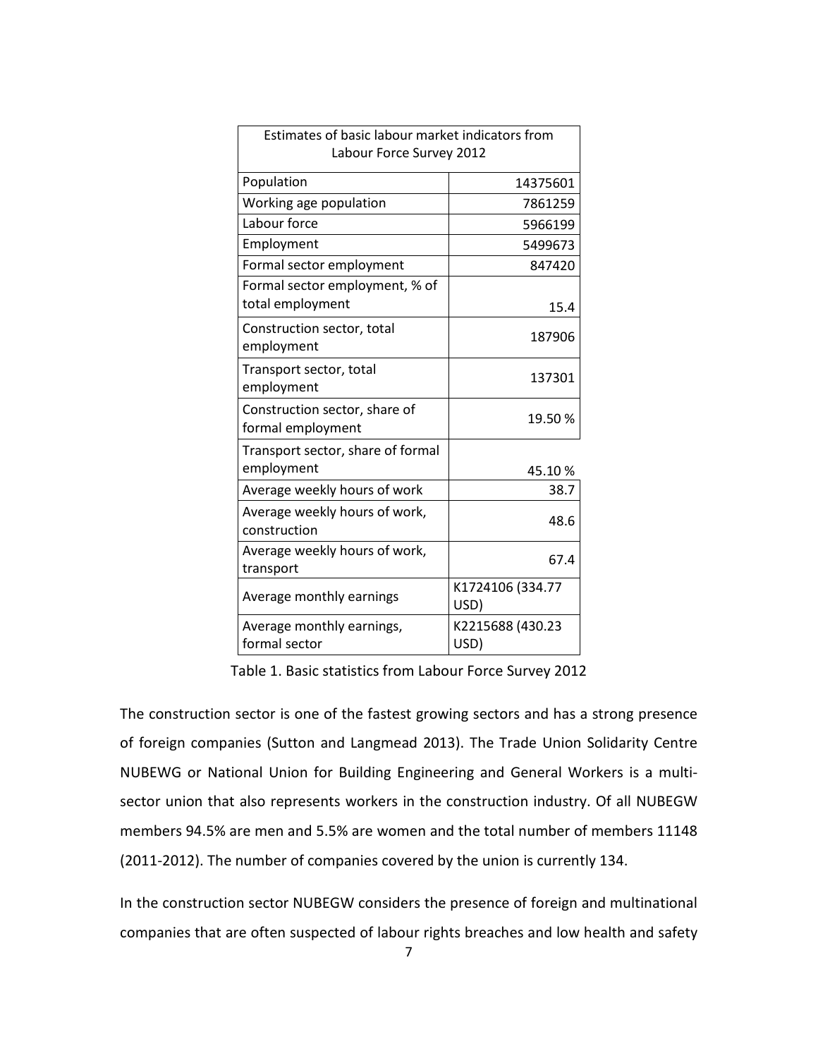| Estimates of basic labour market indicators from Labour Force Survey 2012 | |
|---|---|
| Population | 14375601 |
| Working age population | 7861259 |
| Labour force | 5966199 |
| Employment | 5499673 |
| Formal sector employment | 847420 |
| Formal sector employment, % of total employment | 15.4 |
| Construction sector, total employment | 187906 |
| Transport sector, total employment | 137301 |
| Construction sector, share of formal employment | 19.50 % |
| Transport sector, share of formal employment | 45.10 % |
| Average weekly hours of work | 38.7 |
| Average weekly hours of work, construction | 48.6 |
| Average weekly hours of work, transport | 67.4 |
| Average monthly earnings | K1724106 (334.77 USD) |
| Average monthly earnings, formal sector | K2215688 (430.23 USD) |

Table 1. Basic statistics from Labour Force Survey 2012

The construction sector is one of the fastest growing sectors and has a strong presence of foreign companies (Sutton and Langmead 2013). The Trade Union Solidarity Centre NUBEWG or National Union for Building Engineering and General Workers is a multi-sector union that also represents workers in the construction industry. Of all NUBEGW members 94.5% are men and 5.5% are women and the total number of members 11148 (2011-2012). The number of companies covered by the union is currently 134.

In the construction sector NUBEGW considers the presence of foreign and multinational companies that are often suspected of labour rights breaches and low health and safety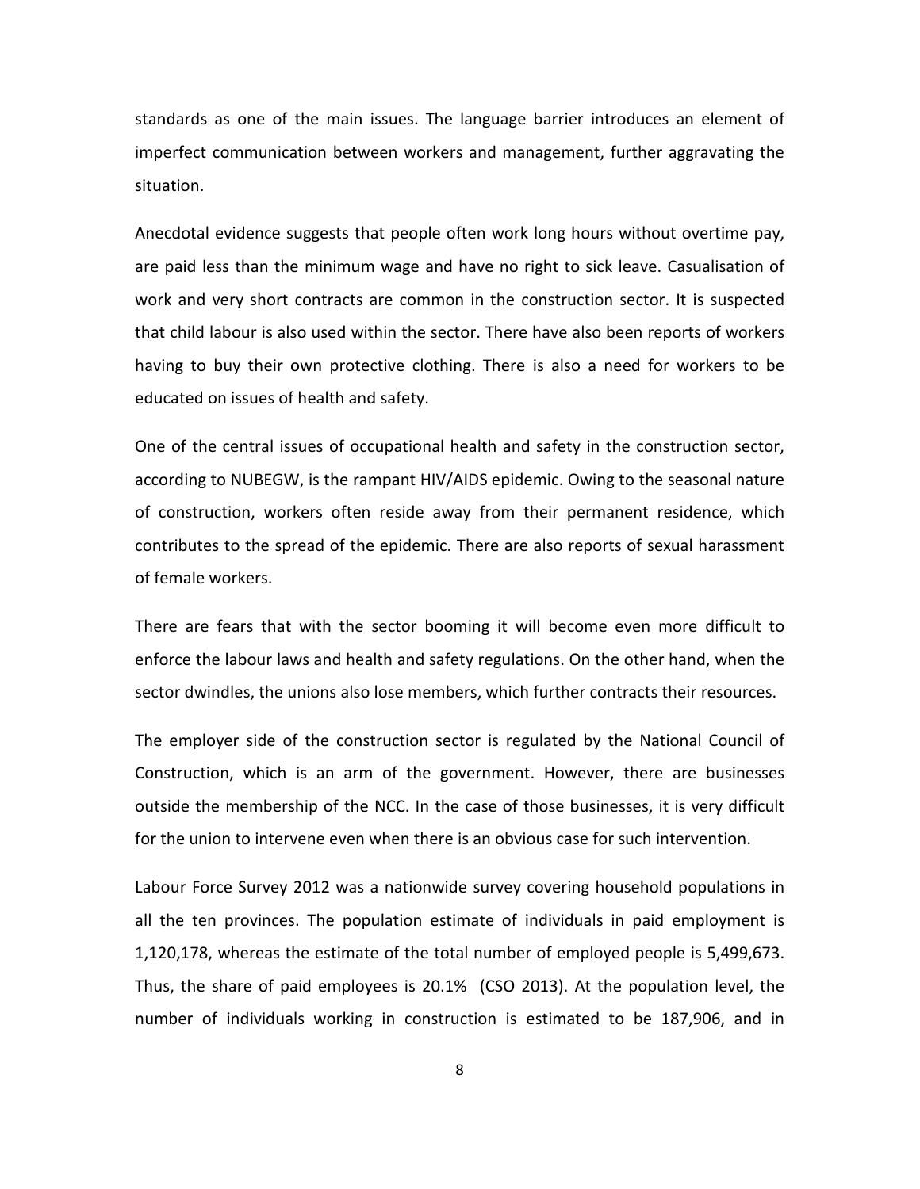standards as one of the main issues. The language barrier introduces an element of imperfect communication between workers and management, further aggravating the situation.

Anecdotal evidence suggests that people often work long hours without overtime pay, are paid less than the minimum wage and have no right to sick leave. Casualisation of work and very short contracts are common in the construction sector. It is suspected that child labour is also used within the sector. There have also been reports of workers having to buy their own protective clothing. There is also a need for workers to be educated on issues of health and safety.

One of the central issues of occupational health and safety in the construction sector, according to NUBEGW, is the rampant HIV/AIDS epidemic. Owing to the seasonal nature of construction, workers often reside away from their permanent residence, which contributes to the spread of the epidemic. There are also reports of sexual harassment of female workers.

There are fears that with the sector booming it will become even more difficult to enforce the labour laws and health and safety regulations. On the other hand, when the sector dwindles, the unions also lose members, which further contracts their resources.

The employer side of the construction sector is regulated by the National Council of Construction, which is an arm of the government. However, there are businesses outside the membership of the NCC. In the case of those businesses, it is very difficult for the union to intervene even when there is an obvious case for such intervention.

Labour Force Survey 2012 was a nationwide survey covering household populations in all the ten provinces. The population estimate of individuals in paid employment is 1,120,178, whereas the estimate of the total number of employed people is 5,499,673. Thus, the share of paid employees is 20.1% (CSO 2013). At the population level, the number of individuals working in construction is estimated to be 187,906, and in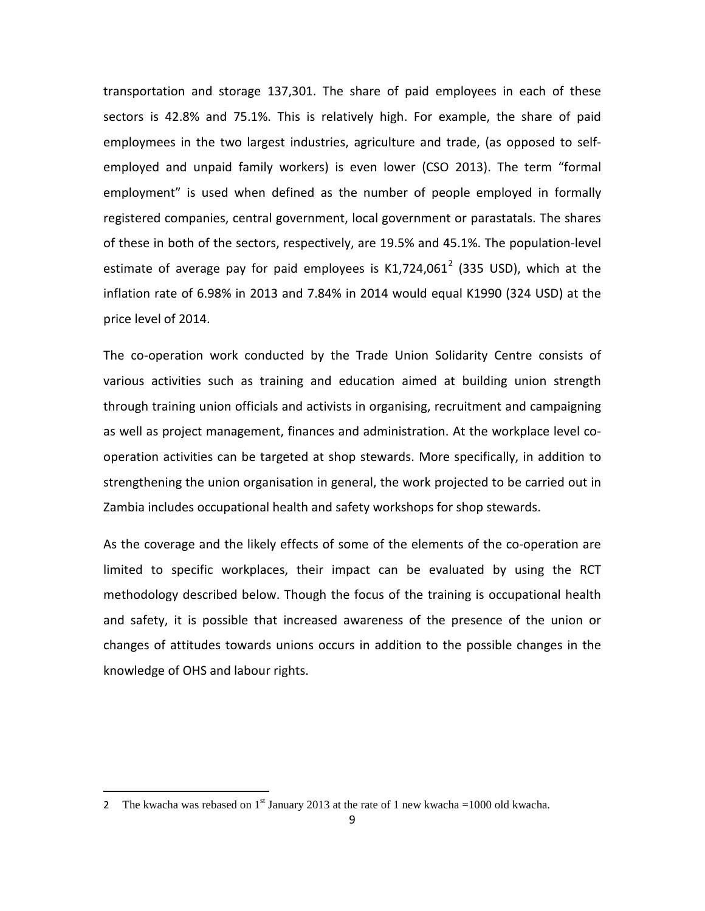transportation and storage 137,301. The share of paid employees in each of these sectors is 42.8% and 75.1%. This is relatively high. For example, the share of paid employmees in the two largest industries, agriculture and trade, (as opposed to self-employed and unpaid family workers) is even lower (CSO 2013). The term "formal employment" is used when defined as the number of people employed in formally registered companies, central government, local government or parastatals. The shares of these in both of the sectors, respectively, are 19.5% and 45.1%. The population-level estimate of average pay for paid employees is K1,724,061[2] (335 USD), which at the inflation rate of 6.98% in 2013 and 7.84% in 2014 would equal K1990 (324 USD) at the price level of 2014.

The co-operation work conducted by the Trade Union Solidarity Centre consists of various activities such as training and education aimed at building union strength through training union officials and activists in organising, recruitment and campaigning as well as project management, finances and administration. At the workplace level co-operation activities can be targeted at shop stewards. More specifically, in addition to strengthening the union organisation in general, the work projected to be carried out in Zambia includes occupational health and safety workshops for shop stewards.

As the coverage and the likely effects of some of the elements of the co-operation are limited to specific workplaces, their impact can be evaluated by using the RCT methodology described below. Though the focus of the training is occupational health and safety, it is possible that increased awareness of the presence of the union or changes of attitudes towards unions occurs in addition to the possible changes in the knowledge of OHS and labour rights.

---

2 The kwacha was rebased on 1st January 2013 at the rate of 1 new kwacha =1000 old kwacha.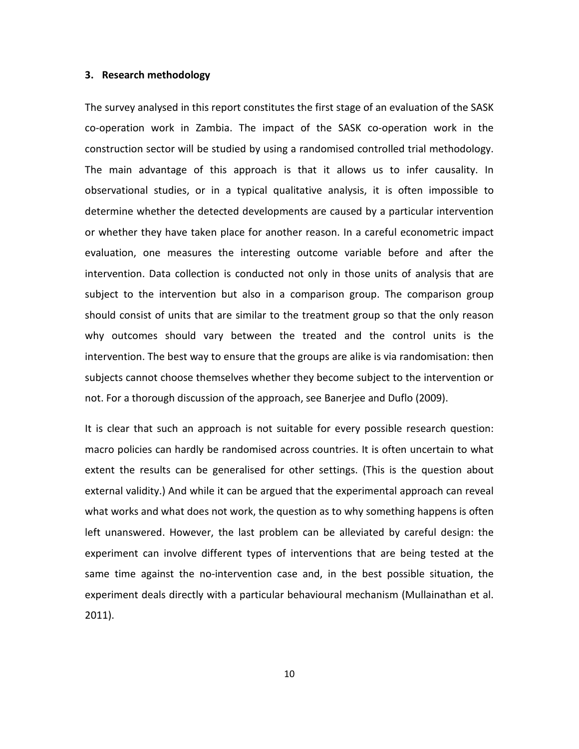## 3. Research methodology

The survey analysed in this report constitutes the first stage of an evaluation of the SASK co-operation work in Zambia. The impact of the SASK co-operation work in the construction sector will be studied by using a randomised controlled trial methodology. The main advantage of this approach is that it allows us to infer causality. In observational studies, or in a typical qualitative analysis, it is often impossible to determine whether the detected developments are caused by a particular intervention or whether they have taken place for another reason. In a careful econometric impact evaluation, one measures the interesting outcome variable before and after the intervention. Data collection is conducted not only in those units of analysis that are subject to the intervention but also in a comparison group. The comparison group should consist of units that are similar to the treatment group so that the only reason why outcomes should vary between the treated and the control units is the intervention. The best way to ensure that the groups are alike is via randomisation: then subjects cannot choose themselves whether they become subject to the intervention or not. For a thorough discussion of the approach, see Banerjee and Duflo (2009).

It is clear that such an approach is not suitable for every possible research question: macro policies can hardly be randomised across countries. It is often uncertain to what extent the results can be generalised for other settings. (This is the question about external validity.) And while it can be argued that the experimental approach can reveal what works and what does not work, the question as to why something happens is often left unanswered. However, the last problem can be alleviated by careful design: the experiment can involve different types of interventions that are being tested at the same time against the no-intervention case and, in the best possible situation, the experiment deals directly with a particular behavioural mechanism (Mullainathan et al. 2011).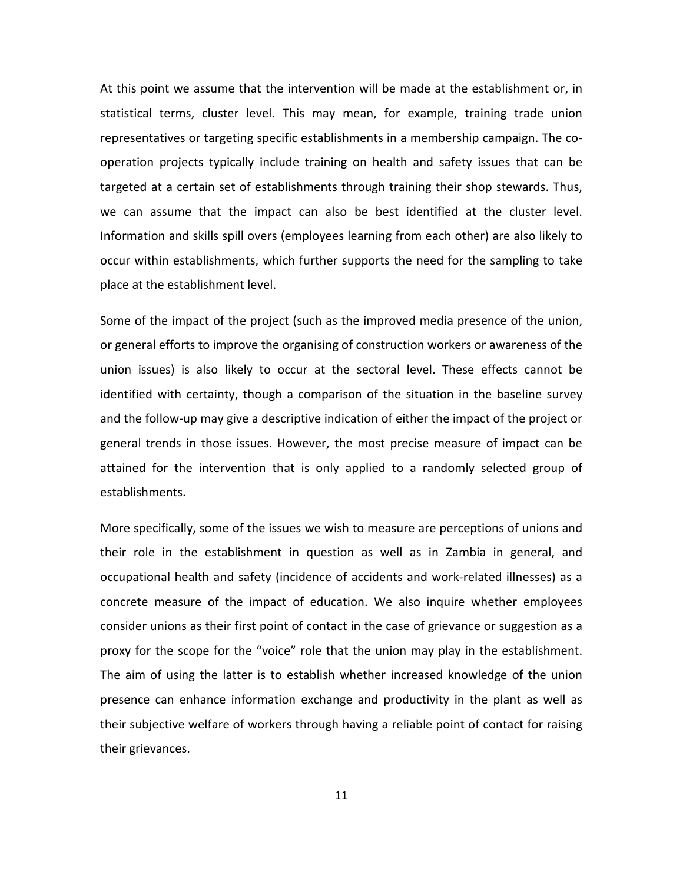At this point we assume that the intervention will be made at the establishment or, in statistical terms, cluster level. This may mean, for example, training trade union representatives or targeting specific establishments in a membership campaign. The co-operation projects typically include training on health and safety issues that can be targeted at a certain set of establishments through training their shop stewards. Thus, we can assume that the impact can also be best identified at the cluster level. Information and skills spill overs (employees learning from each other) are also likely to occur within establishments, which further supports the need for the sampling to take place at the establishment level.

Some of the impact of the project (such as the improved media presence of the union, or general efforts to improve the organising of construction workers or awareness of the union issues) is also likely to occur at the sectoral level. These effects cannot be identified with certainty, though a comparison of the situation in the baseline survey and the follow-up may give a descriptive indication of either the impact of the project or general trends in those issues. However, the most precise measure of impact can be attained for the intervention that is only applied to a randomly selected group of establishments.

More specifically, some of the issues we wish to measure are perceptions of unions and their role in the establishment in question as well as in Zambia in general, and occupational health and safety (incidence of accidents and work-related illnesses) as a concrete measure of the impact of education. We also inquire whether employees consider unions as their first point of contact in the case of grievance or suggestion as a proxy for the scope for the "voice" role that the union may play in the establishment. The aim of using the latter is to establish whether increased knowledge of the union presence can enhance information exchange and productivity in the plant as well as their subjective welfare of workers through having a reliable point of contact for raising their grievances.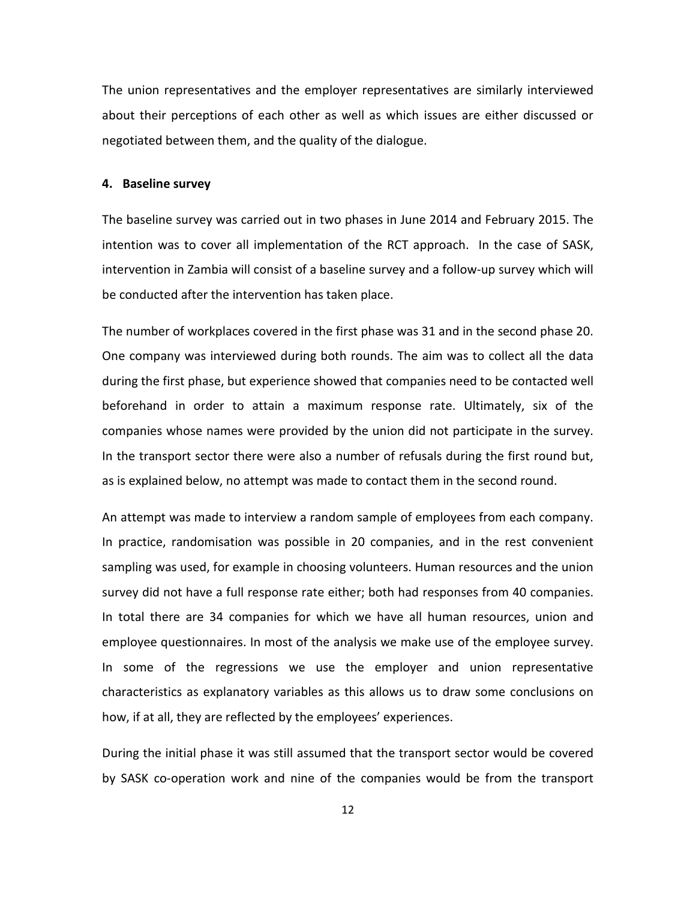The union representatives and the employer representatives are similarly interviewed about their perceptions of each other as well as which issues are either discussed or negotiated between them, and the quality of the dialogue.

## 4. Baseline survey

The baseline survey was carried out in two phases in June 2014 and February 2015. The intention was to cover all implementation of the RCT approach. In the case of SASK, intervention in Zambia will consist of a baseline survey and a follow-up survey which will be conducted after the intervention has taken place.

The number of workplaces covered in the first phase was 31 and in the second phase 20. One company was interviewed during both rounds. The aim was to collect all the data during the first phase, but experience showed that companies need to be contacted well beforehand in order to attain a maximum response rate. Ultimately, six of the companies whose names were provided by the union did not participate in the survey. In the transport sector there were also a number of refusals during the first round but, as is explained below, no attempt was made to contact them in the second round.

An attempt was made to interview a random sample of employees from each company. In practice, randomisation was possible in 20 companies, and in the rest convenient sampling was used, for example in choosing volunteers. Human resources and the union survey did not have a full response rate either; both had responses from 40 companies. In total there are 34 companies for which we have all human resources, union and employee questionnaires. In most of the analysis we make use of the employee survey. In some of the regressions we use the employer and union representative characteristics as explanatory variables as this allows us to draw some conclusions on how, if at all, they are reflected by the employees' experiences.

During the initial phase it was still assumed that the transport sector would be covered by SASK co-operation work and nine of the companies would be from the transport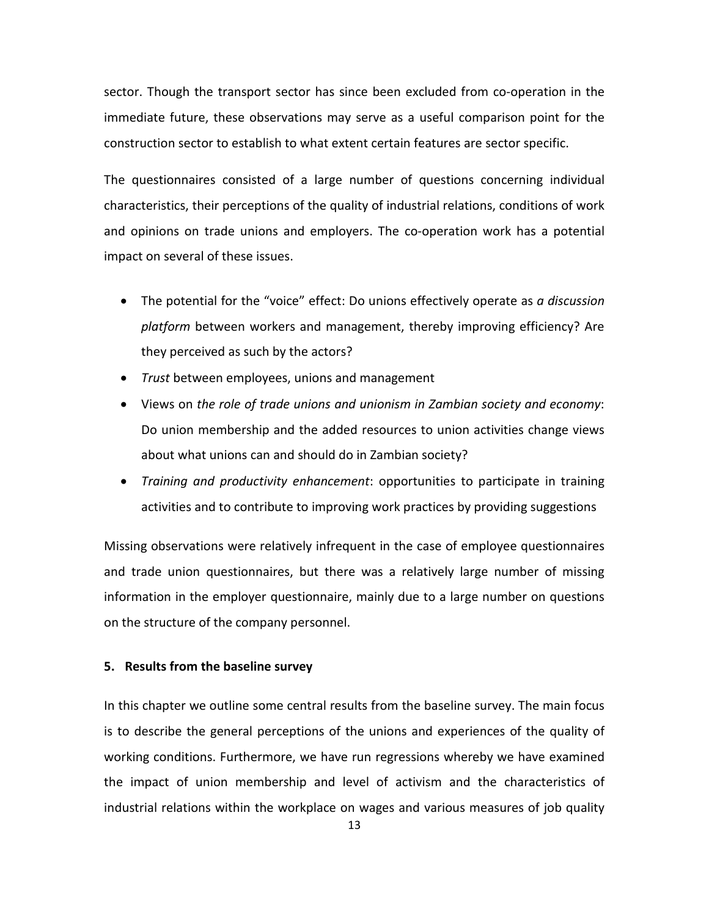sector. Though the transport sector has since been excluded from co-operation in the immediate future, these observations may serve as a useful comparison point for the construction sector to establish to what extent certain features are sector specific.

The questionnaires consisted of a large number of questions concerning individual characteristics, their perceptions of the quality of industrial relations, conditions of work and opinions on trade unions and employers. The co-operation work has a potential impact on several of these issues.

- The potential for the "voice" effect: Do unions effectively operate as *a discussion platform* between workers and management, thereby improving efficiency? Are they perceived as such by the actors?
- *Trust* between employees, unions and management
- Views on *the role of trade unions and unionism in Zambian society and economy*: Do union membership and the added resources to union activities change views about what unions can and should do in Zambian society?
- *Training and productivity enhancement*: opportunities to participate in training activities and to contribute to improving work practices by providing suggestions

Missing observations were relatively infrequent in the case of employee questionnaires and trade union questionnaires, but there was a relatively large number of missing information in the employer questionnaire, mainly due to a large number on questions on the structure of the company personnel.

## 5. Results from the baseline survey

In this chapter we outline some central results from the baseline survey. The main focus is to describe the general perceptions of the unions and experiences of the quality of working conditions. Furthermore, we have run regressions whereby we have examined the impact of union membership and level of activism and the characteristics of industrial relations within the workplace on wages and various measures of job quality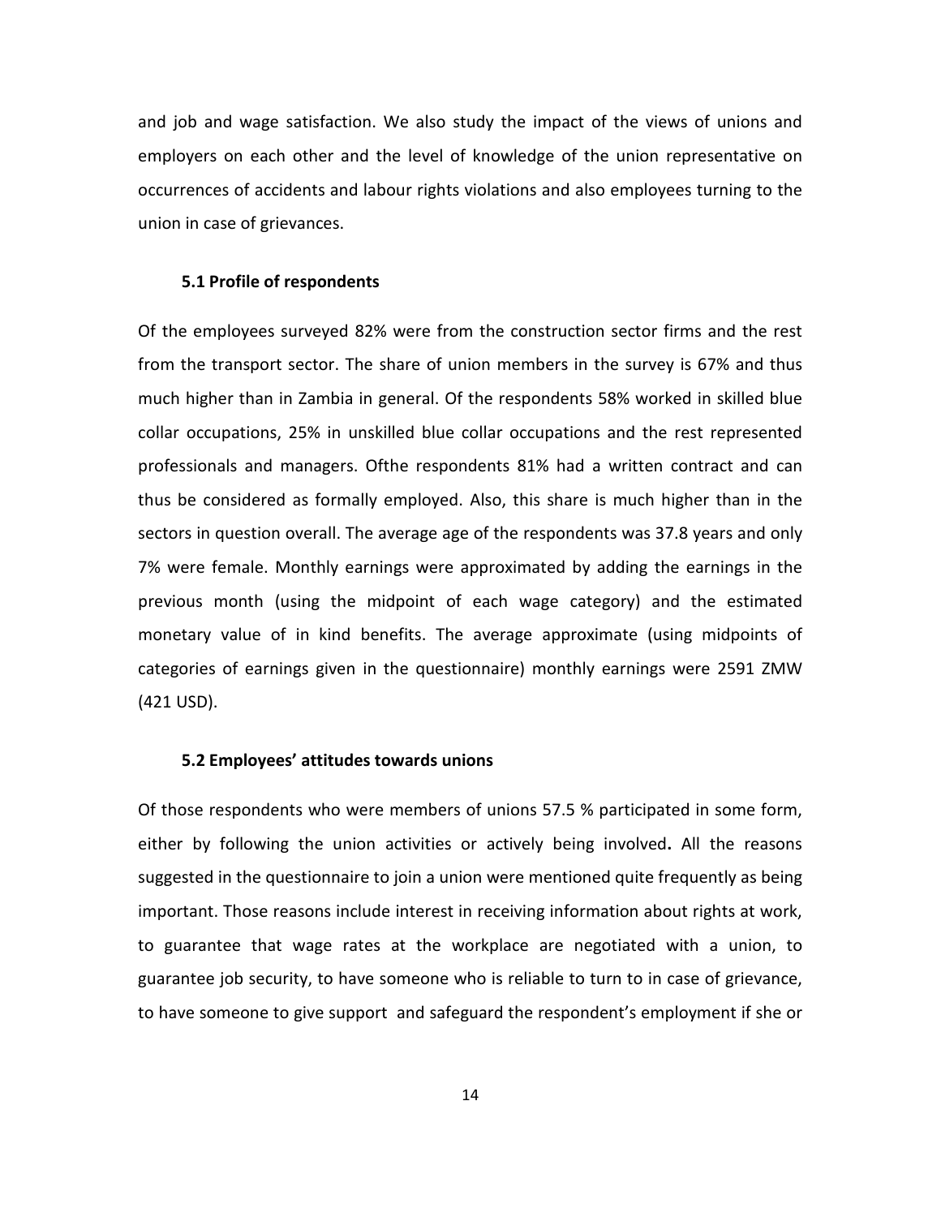and job and wage satisfaction. We also study the impact of the views of unions and employers on each other and the level of knowledge of the union representative on occurrences of accidents and labour rights violations and also employees turning to the union in case of grievances.

### 5.1 Profile of respondents

Of the employees surveyed 82% were from the construction sector firms and the rest from the transport sector. The share of union members in the survey is 67% and thus much higher than in Zambia in general. Of the respondents 58% worked in skilled blue collar occupations, 25% in unskilled blue collar occupations and the rest represented professionals and managers. Ofthe respondents 81% had a written contract and can thus be considered as formally employed. Also, this share is much higher than in the sectors in question overall. The average age of the respondents was 37.8 years and only 7% were female. Monthly earnings were approximated by adding the earnings in the previous month (using the midpoint of each wage category) and the estimated monetary value of in kind benefits. The average approximate (using midpoints of categories of earnings given in the questionnaire) monthly earnings were 2591 ZMW (421 USD).

### 5.2 Employees' attitudes towards unions

Of those respondents who were members of unions 57.5 % participated in some form, either by following the union activities or actively being involved**.** All the reasons suggested in the questionnaire to join a union were mentioned quite frequently as being important. Those reasons include interest in receiving information about rights at work, to guarantee that wage rates at the workplace are negotiated with a union, to guarantee job security, to have someone who is reliable to turn to in case of grievance, to have someone to give support and safeguard the respondent's employment if she or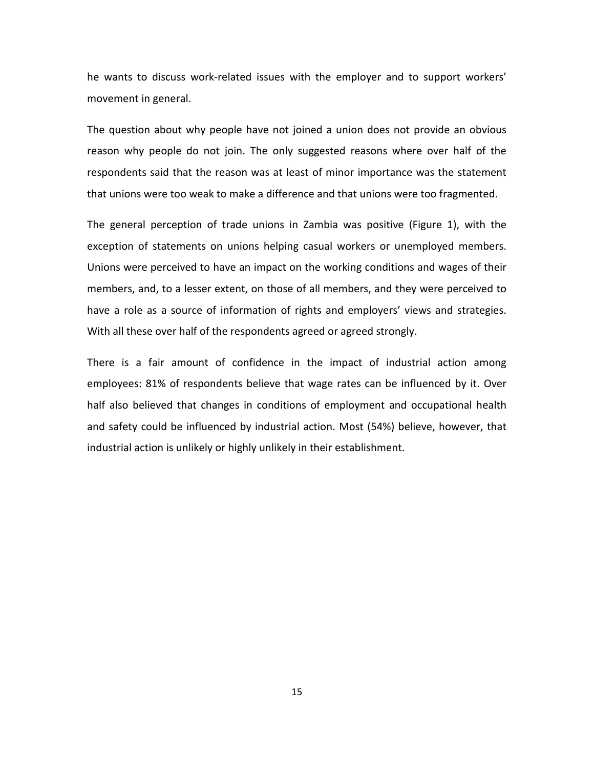he wants to discuss work-related issues with the employer and to support workers' movement in general.

The question about why people have not joined a union does not provide an obvious reason why people do not join. The only suggested reasons where over half of the respondents said that the reason was at least of minor importance was the statement that unions were too weak to make a difference and that unions were too fragmented.

The general perception of trade unions in Zambia was positive (Figure 1), with the exception of statements on unions helping casual workers or unemployed members. Unions were perceived to have an impact on the working conditions and wages of their members, and, to a lesser extent, on those of all members, and they were perceived to have a role as a source of information of rights and employers' views and strategies. With all these over half of the respondents agreed or agreed strongly.

There is a fair amount of confidence in the impact of industrial action among employees: 81% of respondents believe that wage rates can be influenced by it. Over half also believed that changes in conditions of employment and occupational health and safety could be influenced by industrial action. Most (54%) believe, however, that industrial action is unlikely or highly unlikely in their establishment.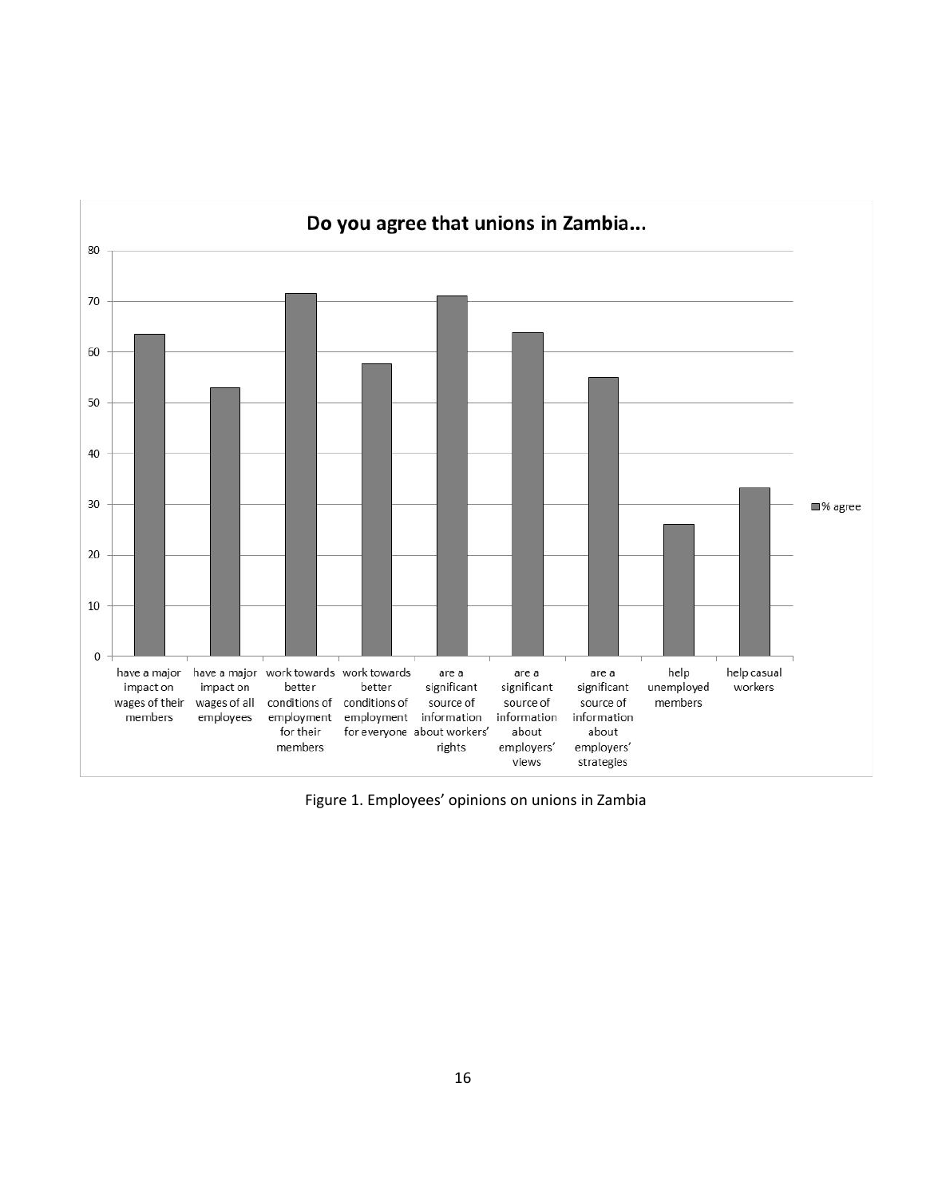**Do you agree that unions in Zambia...**

| Statement | % agree |
|---|---|
| have a major impact on wages of their members | 63.5 |
| have a major impact on wages of all employees | 53 |
| work towards better conditions of employment for their members | 71.5 |
| work towards better conditions of employment for everyone | 57.7 |
| are a significant source of information about workers' rights | 71 |
| are a significant source of information about employers' views | 63.8 |
| are a significant source of information about employers' strategies | 55 |
| help unemployed members | 26 |
| help casual workers | 33.2 |

Figure 1. Employees' opinions on unions in Zambia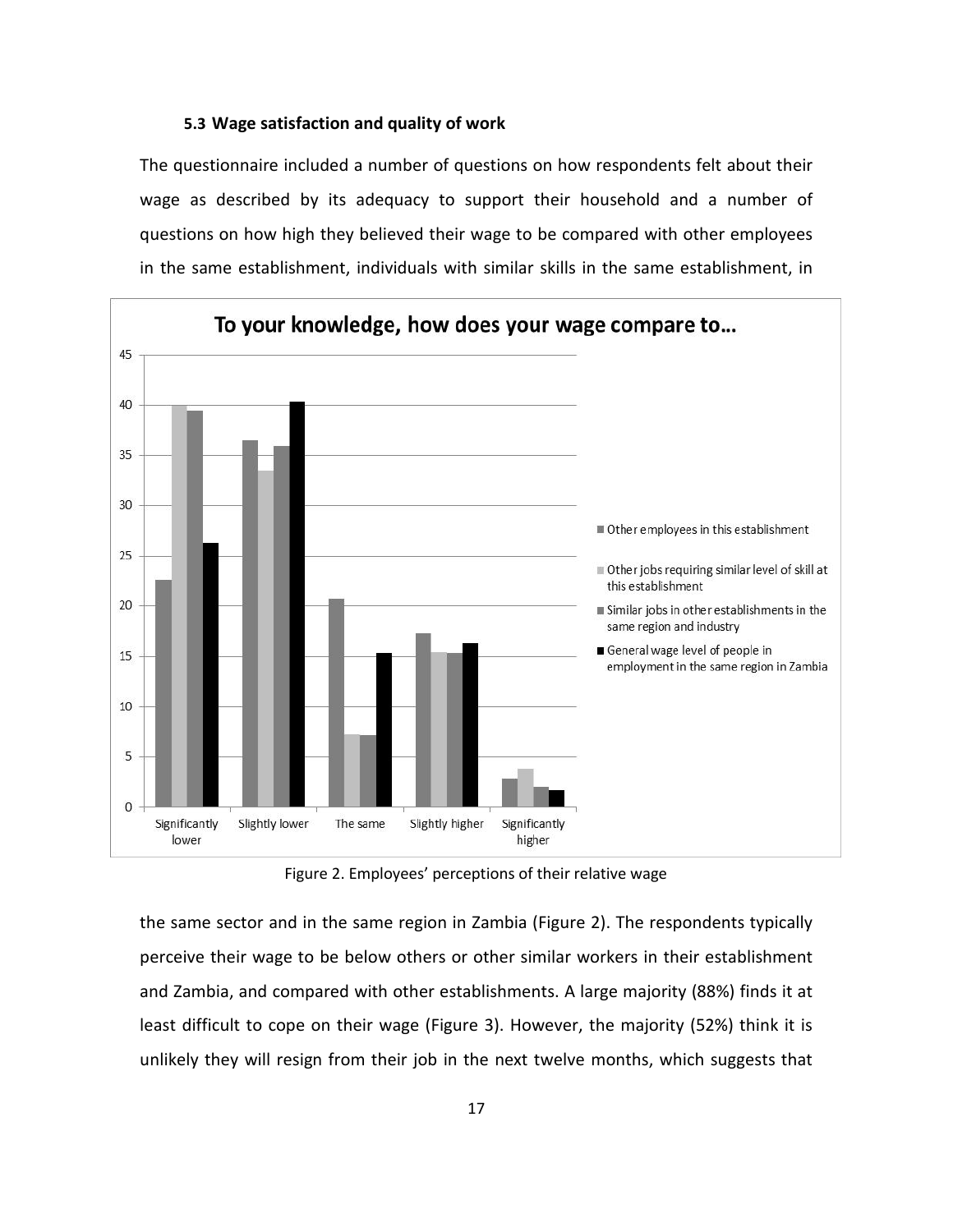### 5.3 Wage satisfaction and quality of work

The questionnaire included a number of questions on how respondents felt about their wage as described by its adequacy to support their household and a number of questions on how high they believed their wage to be compared with other employees in the same establishment, individuals with similar skills in the same establishment, in the same sector and in the same region in Zambia (Figure 2). The respondents typically perceive their wage to be below others or other similar workers in their establishment and Zambia, and compared with other establishments. A large majority (88%) finds it at least difficult to cope on their wage (Figure 3). However, the majority (52%) think it is unlikely they will resign from their job in the next twelve months, which suggests that

Figure 2. Employees' perceptions of their relative wage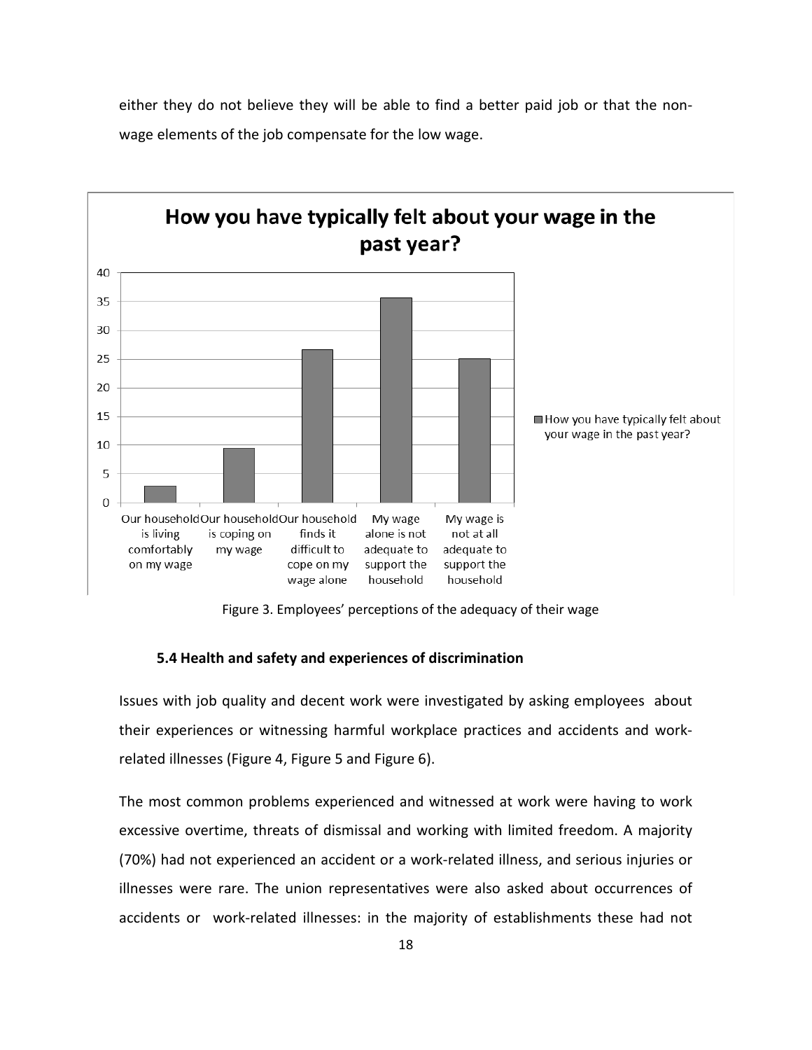either they do not believe they will be able to find a better paid job or that the non-wage elements of the job compensate for the low wage.

Figure 3. Employees' perceptions of the adequacy of their wage

### 5.4 Health and safety and experiences of discrimination

Issues with job quality and decent work were investigated by asking employees about their experiences or witnessing harmful workplace practices and accidents and work-related illnesses (Figure 4, Figure 5 and Figure 6).

The most common problems experienced and witnessed at work were having to work excessive overtime, threats of dismissal and working with limited freedom. A majority (70%) had not experienced an accident or a work-related illness, and serious injuries or illnesses were rare. The union representatives were also asked about occurrences of accidents or work-related illnesses: in the majority of establishments these had not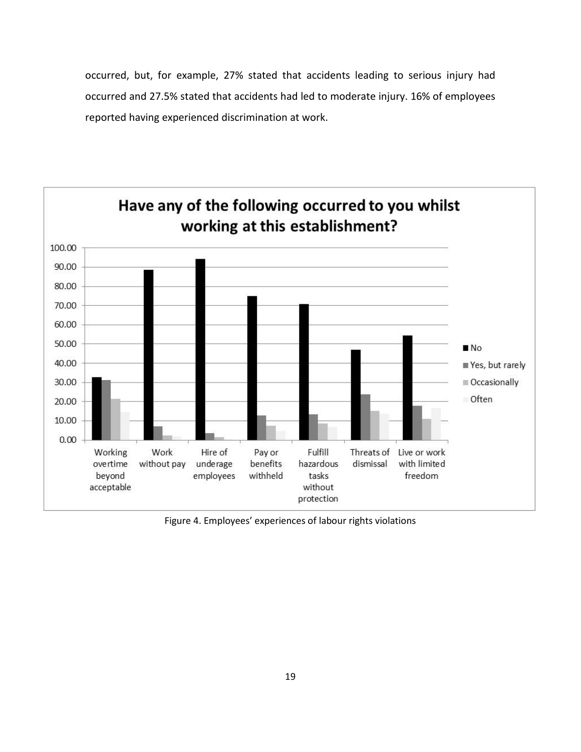occurred, but, for example, 27% stated that accidents leading to serious injury had occurred and 27.5% stated that accidents had led to moderate injury. 16% of employees reported having experienced discrimination at work.

Figure 4. Employees' experiences of labour rights violations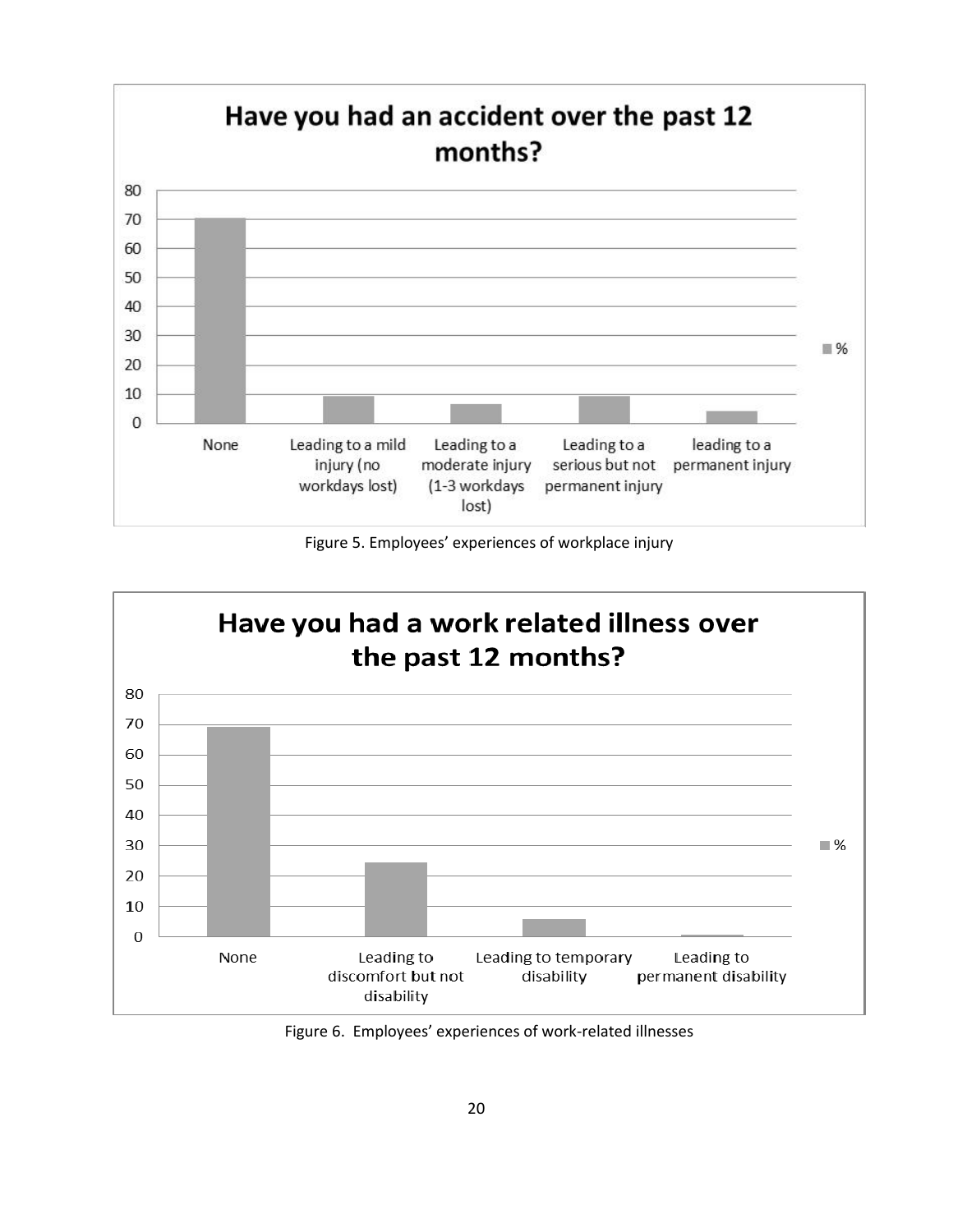Figure 5. Employees’ experiences of workplace injury

Figure 6. Employees’ experiences of work-related illnesses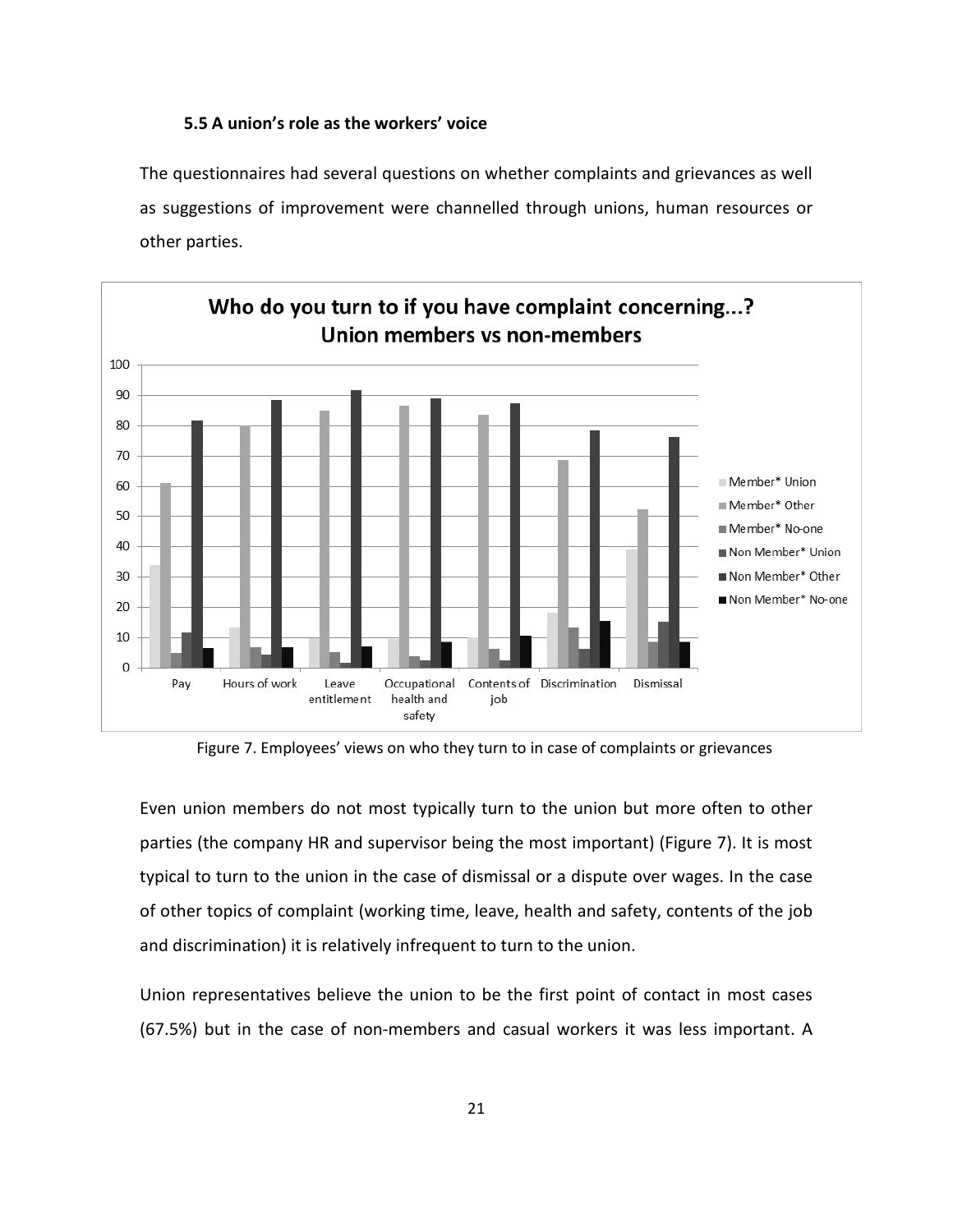### 5.5 A union's role as the workers' voice

The questionnaires had several questions on whether complaints and grievances as well as suggestions of improvement were channelled through unions, human resources or other parties.

Figure 7. Employees' views on who they turn to in case of complaints or grievances

Even union members do not most typically turn to the union but more often to other parties (the company HR and supervisor being the most important) (Figure 7). It is most typical to turn to the union in the case of dismissal or a dispute over wages. In the case of other topics of complaint (working time, leave, health and safety, contents of the job and discrimination) it is relatively infrequent to turn to the union.

Union representatives believe the union to be the first point of contact in most cases (67.5%) but in the case of non-members and casual workers it was less important. A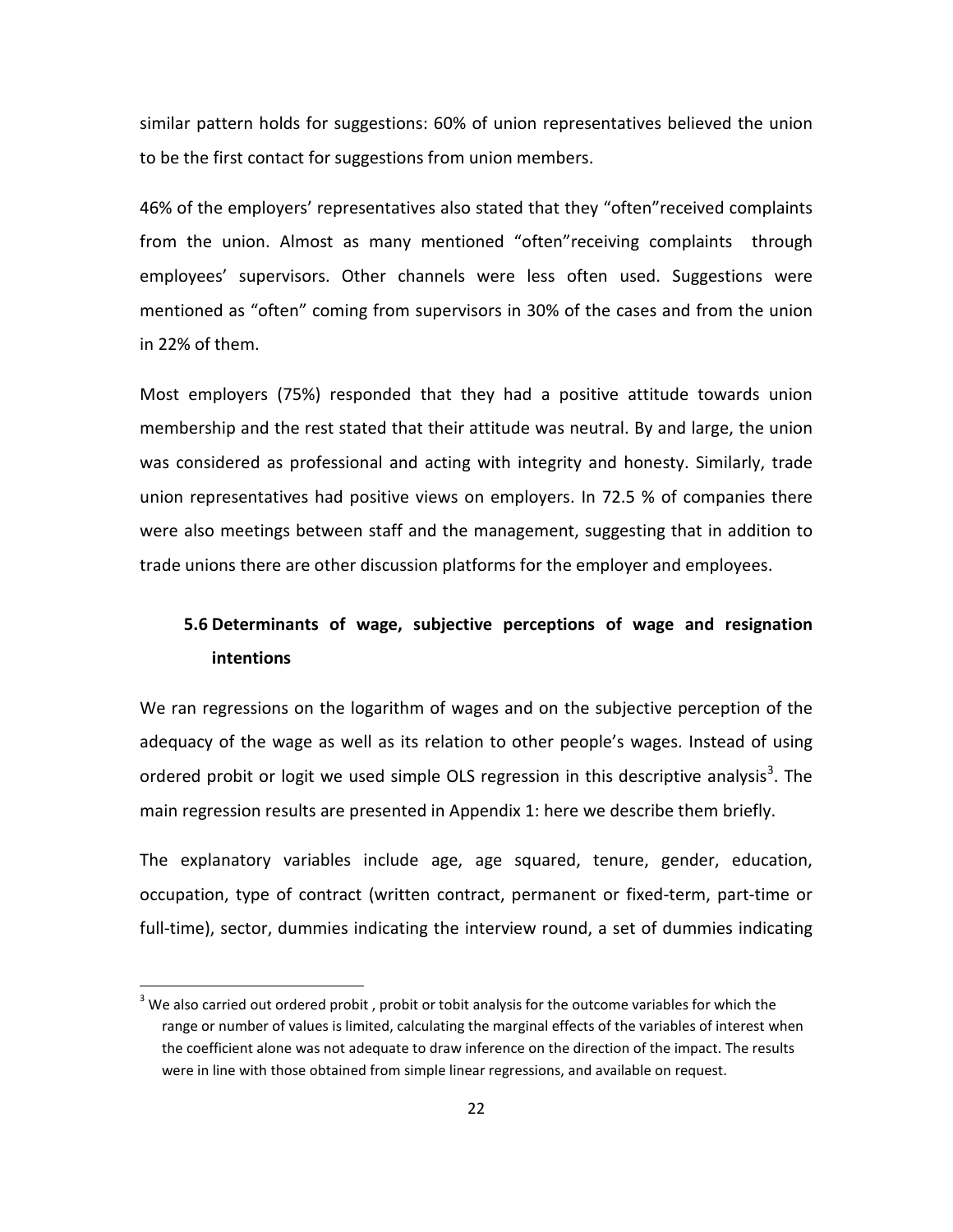similar pattern holds for suggestions: 60% of union representatives believed the union to be the first contact for suggestions from union members.

46% of the employers' representatives also stated that they "often"received complaints from the union. Almost as many mentioned "often"receiving complaints through employees' supervisors. Other channels were less often used. Suggestions were mentioned as "often" coming from supervisors in 30% of the cases and from the union in 22% of them.

Most employers (75%) responded that they had a positive attitude towards union membership and the rest stated that their attitude was neutral. By and large, the union was considered as professional and acting with integrity and honesty. Similarly, trade union representatives had positive views on employers. In 72.5 % of companies there were also meetings between staff and the management, suggesting that in addition to trade unions there are other discussion platforms for the employer and employees.

## 5.6 Determinants of wage, subjective perceptions of wage and resignation intentions

We ran regressions on the logarithm of wages and on the subjective perception of the adequacy of the wage as well as its relation to other people's wages. Instead of using ordered probit or logit we used simple OLS regression in this descriptive analysis[3]. The main regression results are presented in Appendix 1: here we describe them briefly.

The explanatory variables include age, age squared, tenure, gender, education, occupation, type of contract (written contract, permanent or fixed-term, part-time or full-time), sector, dummies indicating the interview round, a set of dummies indicating

---

[3] We also carried out ordered probit , probit or tobit analysis for the outcome variables for which the range or number of values is limited, calculating the marginal effects of the variables of interest when the coefficient alone was not adequate to draw inference on the direction of the impact. The results were in line with those obtained from simple linear regressions, and available on request.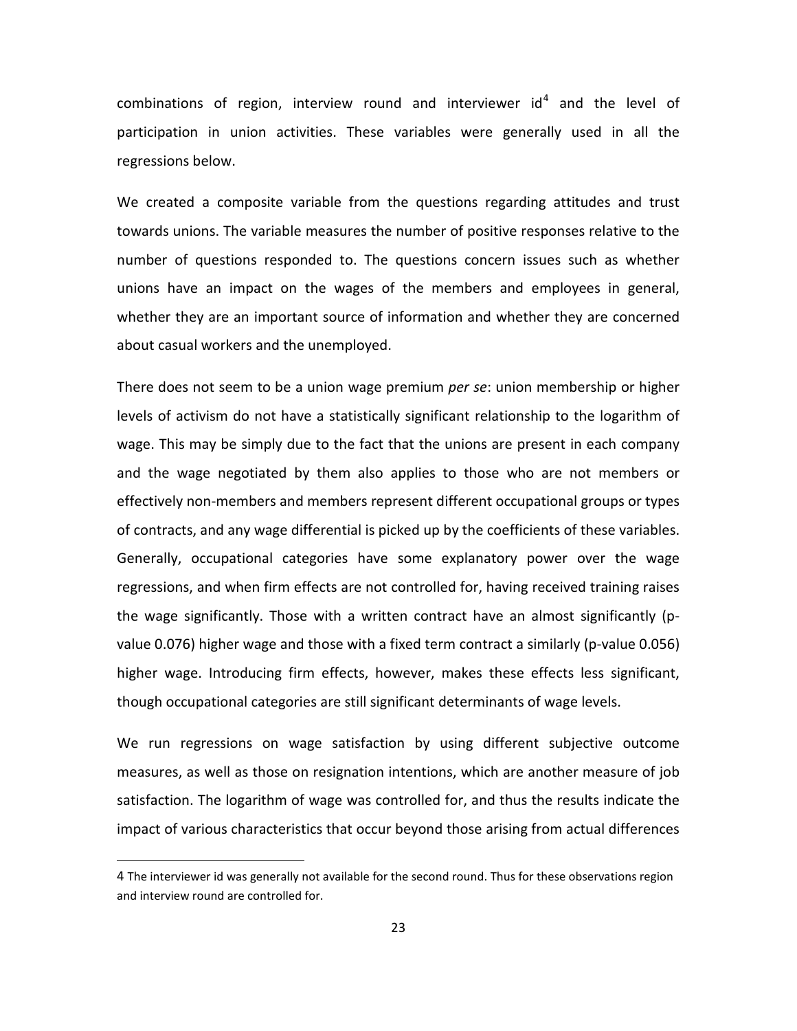combinations of region, interview round and interviewer id[4] and the level of participation in union activities. These variables were generally used in all the regressions below.

We created a composite variable from the questions regarding attitudes and trust towards unions. The variable measures the number of positive responses relative to the number of questions responded to. The questions concern issues such as whether unions have an impact on the wages of the members and employees in general, whether they are an important source of information and whether they are concerned about casual workers and the unemployed.

There does not seem to be a union wage premium *per se*: union membership or higher levels of activism do not have a statistically significant relationship to the logarithm of wage. This may be simply due to the fact that the unions are present in each company and the wage negotiated by them also applies to those who are not members or effectively non-members and members represent different occupational groups or types of contracts, and any wage differential is picked up by the coefficients of these variables. Generally, occupational categories have some explanatory power over the wage regressions, and when firm effects are not controlled for, having received training raises the wage significantly. Those with a written contract have an almost significantly (p-value 0.076) higher wage and those with a fixed term contract a similarly (p-value 0.056) higher wage. Introducing firm effects, however, makes these effects less significant, though occupational categories are still significant determinants of wage levels.

We run regressions on wage satisfaction by using different subjective outcome measures, as well as those on resignation intentions, which are another measure of job satisfaction. The logarithm of wage was controlled for, and thus the results indicate the impact of various characteristics that occur beyond those arising from actual differences

---

4 The interviewer id was generally not available for the second round. Thus for these observations region and interview round are controlled for.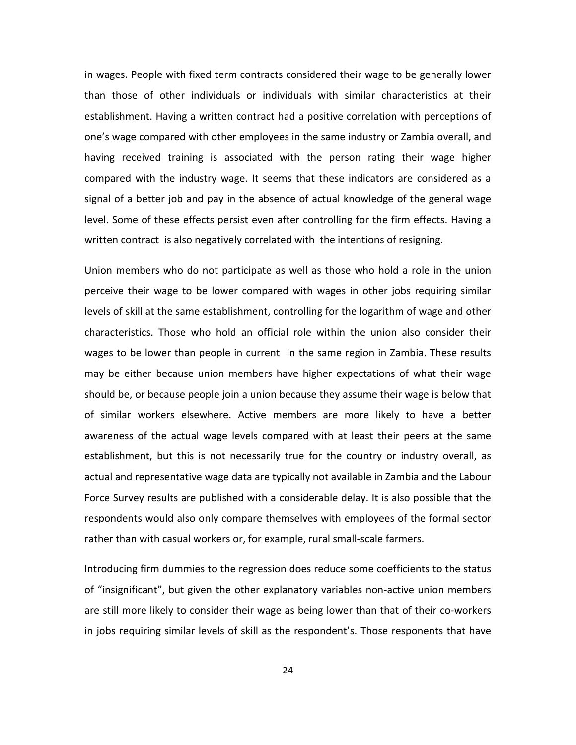in wages. People with fixed term contracts considered their wage to be generally lower than those of other individuals or individuals with similar characteristics at their establishment. Having a written contract had a positive correlation with perceptions of one's wage compared with other employees in the same industry or Zambia overall, and having received training is associated with the person rating their wage higher compared with the industry wage. It seems that these indicators are considered as a signal of a better job and pay in the absence of actual knowledge of the general wage level. Some of these effects persist even after controlling for the firm effects. Having a written contract is also negatively correlated with the intentions of resigning.

Union members who do not participate as well as those who hold a role in the union perceive their wage to be lower compared with wages in other jobs requiring similar levels of skill at the same establishment, controlling for the logarithm of wage and other characteristics. Those who hold an official role within the union also consider their wages to be lower than people in current in the same region in Zambia. These results may be either because union members have higher expectations of what their wage should be, or because people join a union because they assume their wage is below that of similar workers elsewhere. Active members are more likely to have a better awareness of the actual wage levels compared with at least their peers at the same establishment, but this is not necessarily true for the country or industry overall, as actual and representative wage data are typically not available in Zambia and the Labour Force Survey results are published with a considerable delay. It is also possible that the respondents would also only compare themselves with employees of the formal sector rather than with casual workers or, for example, rural small-scale farmers.

Introducing firm dummies to the regression does reduce some coefficients to the status of "insignificant", but given the other explanatory variables non-active union members are still more likely to consider their wage as being lower than that of their co-workers in jobs requiring similar levels of skill as the respondent's. Those responents that have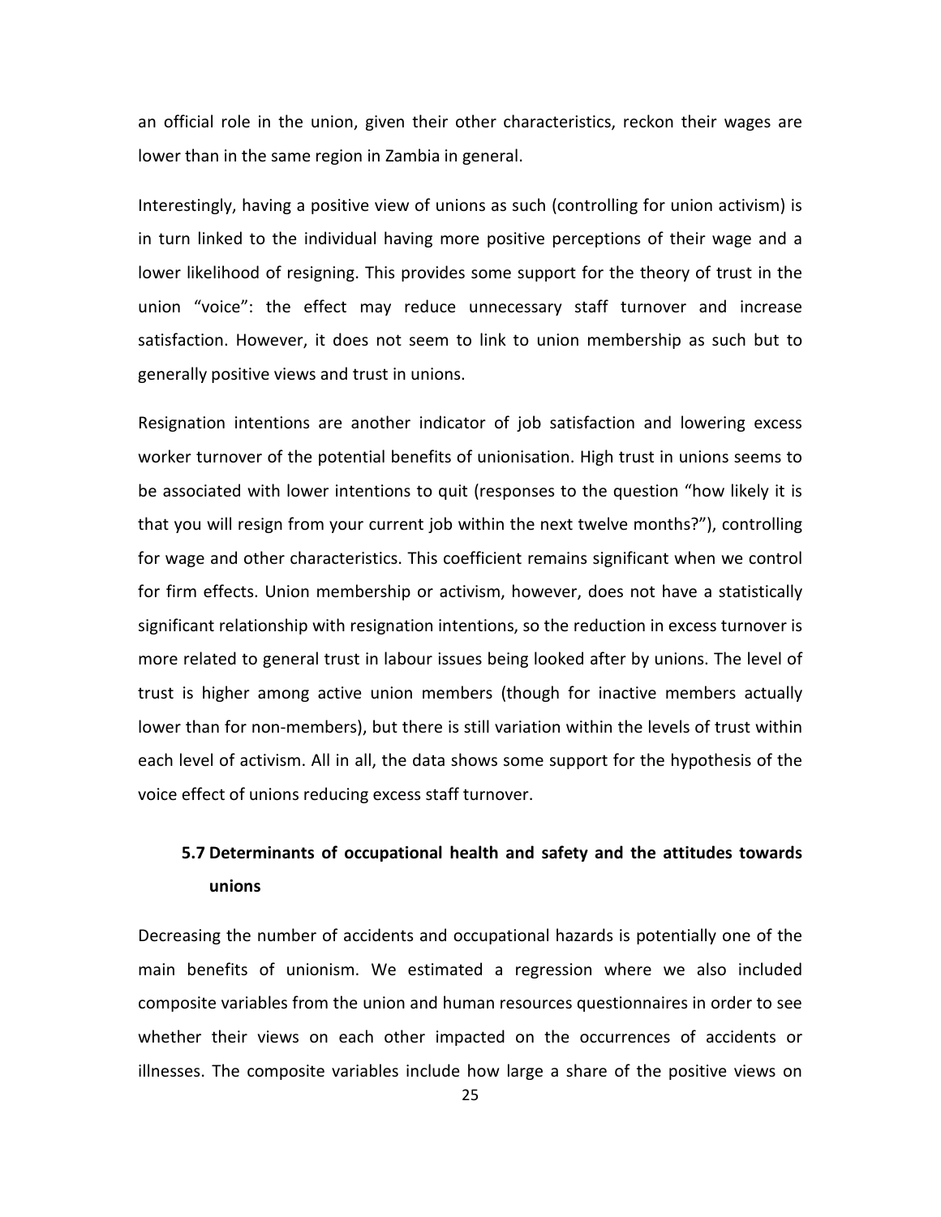an official role in the union, given their other characteristics, reckon their wages are lower than in the same region in Zambia in general.

Interestingly, having a positive view of unions as such (controlling for union activism) is in turn linked to the individual having more positive perceptions of their wage and a lower likelihood of resigning. This provides some support for the theory of trust in the union "voice": the effect may reduce unnecessary staff turnover and increase satisfaction. However, it does not seem to link to union membership as such but to generally positive views and trust in unions.

Resignation intentions are another indicator of job satisfaction and lowering excess worker turnover of the potential benefits of unionisation. High trust in unions seems to be associated with lower intentions to quit (responses to the question "how likely it is that you will resign from your current job within the next twelve months?"), controlling for wage and other characteristics. This coefficient remains significant when we control for firm effects. Union membership or activism, however, does not have a statistically significant relationship with resignation intentions, so the reduction in excess turnover is more related to general trust in labour issues being looked after by unions. The level of trust is higher among active union members (though for inactive members actually lower than for non-members), but there is still variation within the levels of trust within each level of activism. All in all, the data shows some support for the hypothesis of the voice effect of unions reducing excess staff turnover.

## 5.7 Determinants of occupational health and safety and the attitudes towards unions

Decreasing the number of accidents and occupational hazards is potentially one of the main benefits of unionism. We estimated a regression where we also included composite variables from the union and human resources questionnaires in order to see whether their views on each other impacted on the occurrences of accidents or illnesses. The composite variables include how large a share of the positive views on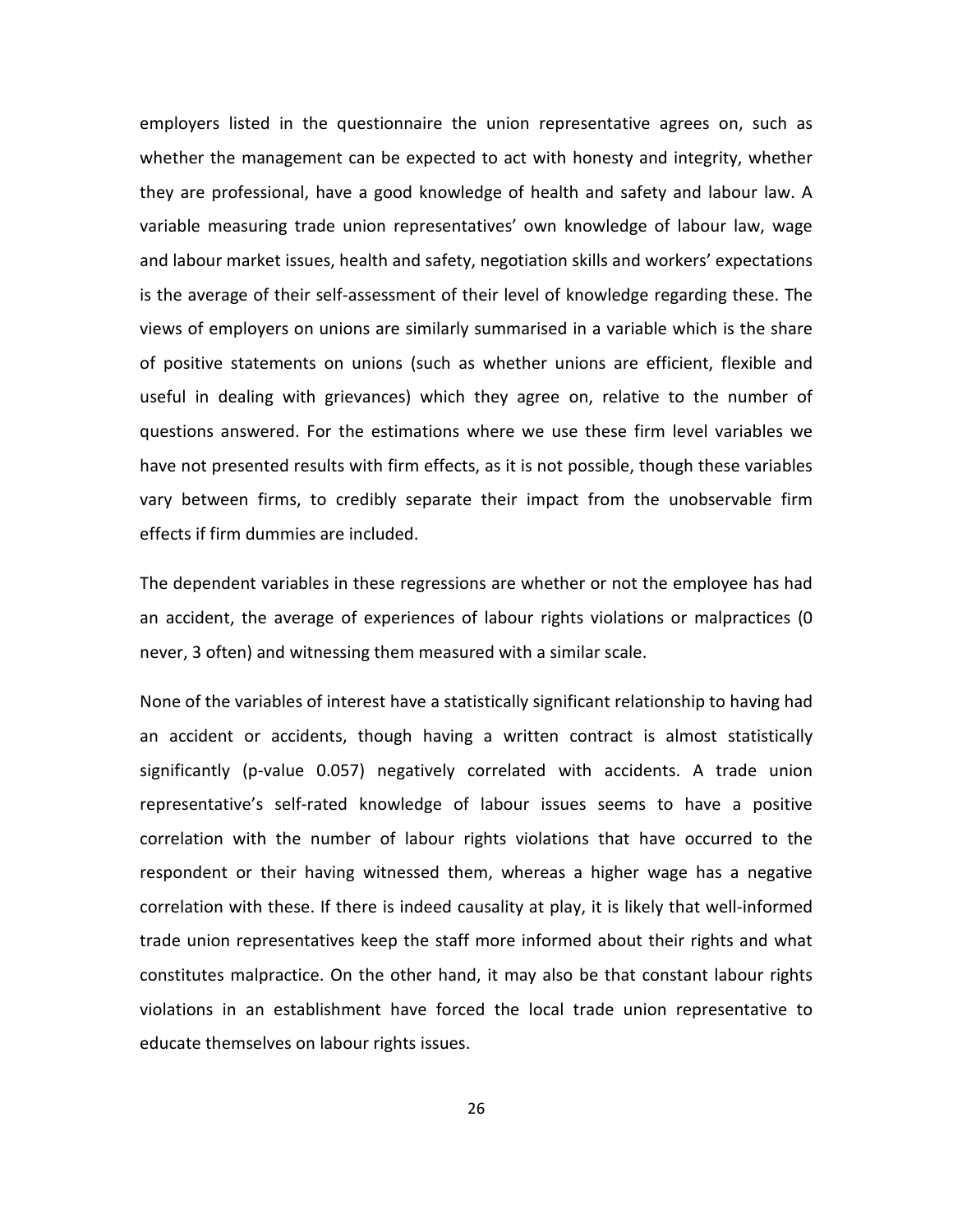employers listed in the questionnaire the union representative agrees on, such as whether the management can be expected to act with honesty and integrity, whether they are professional, have a good knowledge of health and safety and labour law. A variable measuring trade union representatives' own knowledge of labour law, wage and labour market issues, health and safety, negotiation skills and workers' expectations is the average of their self-assessment of their level of knowledge regarding these. The views of employers on unions are similarly summarised in a variable which is the share of positive statements on unions (such as whether unions are efficient, flexible and useful in dealing with grievances) which they agree on, relative to the number of questions answered. For the estimations where we use these firm level variables we have not presented results with firm effects, as it is not possible, though these variables vary between firms, to credibly separate their impact from the unobservable firm effects if firm dummies are included.

The dependent variables in these regressions are whether or not the employee has had an accident, the average of experiences of labour rights violations or malpractices (0 never, 3 often) and witnessing them measured with a similar scale.

None of the variables of interest have a statistically significant relationship to having had an accident or accidents, though having a written contract is almost statistically significantly (p-value 0.057) negatively correlated with accidents. A trade union representative's self-rated knowledge of labour issues seems to have a positive correlation with the number of labour rights violations that have occurred to the respondent or their having witnessed them, whereas a higher wage has a negative correlation with these. If there is indeed causality at play, it is likely that well-informed trade union representatives keep the staff more informed about their rights and what constitutes malpractice. On the other hand, it may also be that constant labour rights violations in an establishment have forced the local trade union representative to educate themselves on labour rights issues.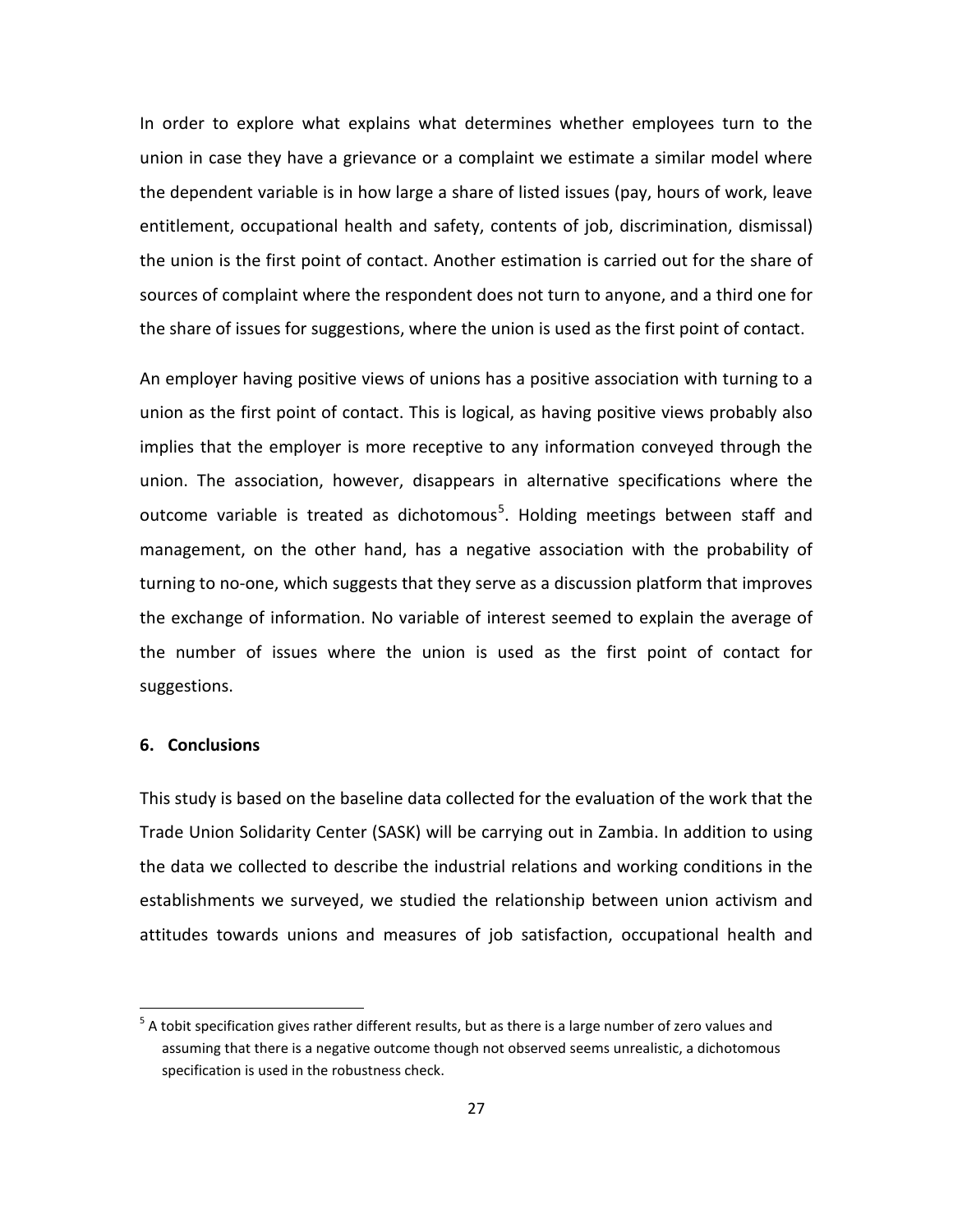In order to explore what explains what determines whether employees turn to the union in case they have a grievance or a complaint we estimate a similar model where the dependent variable is in how large a share of listed issues (pay, hours of work, leave entitlement, occupational health and safety, contents of job, discrimination, dismissal) the union is the first point of contact. Another estimation is carried out for the share of sources of complaint where the respondent does not turn to anyone, and a third one for the share of issues for suggestions, where the union is used as the first point of contact.

An employer having positive views of unions has a positive association with turning to a union as the first point of contact. This is logical, as having positive views probably also implies that the employer is more receptive to any information conveyed through the union. The association, however, disappears in alternative specifications where the outcome variable is treated as dichotomous[5]. Holding meetings between staff and management, on the other hand, has a negative association with the probability of turning to no-one, which suggests that they serve as a discussion platform that improves the exchange of information. No variable of interest seemed to explain the average of the number of issues where the union is used as the first point of contact for suggestions.

## 6. Conclusions

This study is based on the baseline data collected for the evaluation of the work that the Trade Union Solidarity Center (SASK) will be carrying out in Zambia. In addition to using the data we collected to describe the industrial relations and working conditions in the establishments we surveyed, we studied the relationship between union activism and attitudes towards unions and measures of job satisfaction, occupational health and

[5] A tobit specification gives rather different results, but as there is a large number of zero values and assuming that there is a negative outcome though not observed seems unrealistic, a dichotomous specification is used in the robustness check.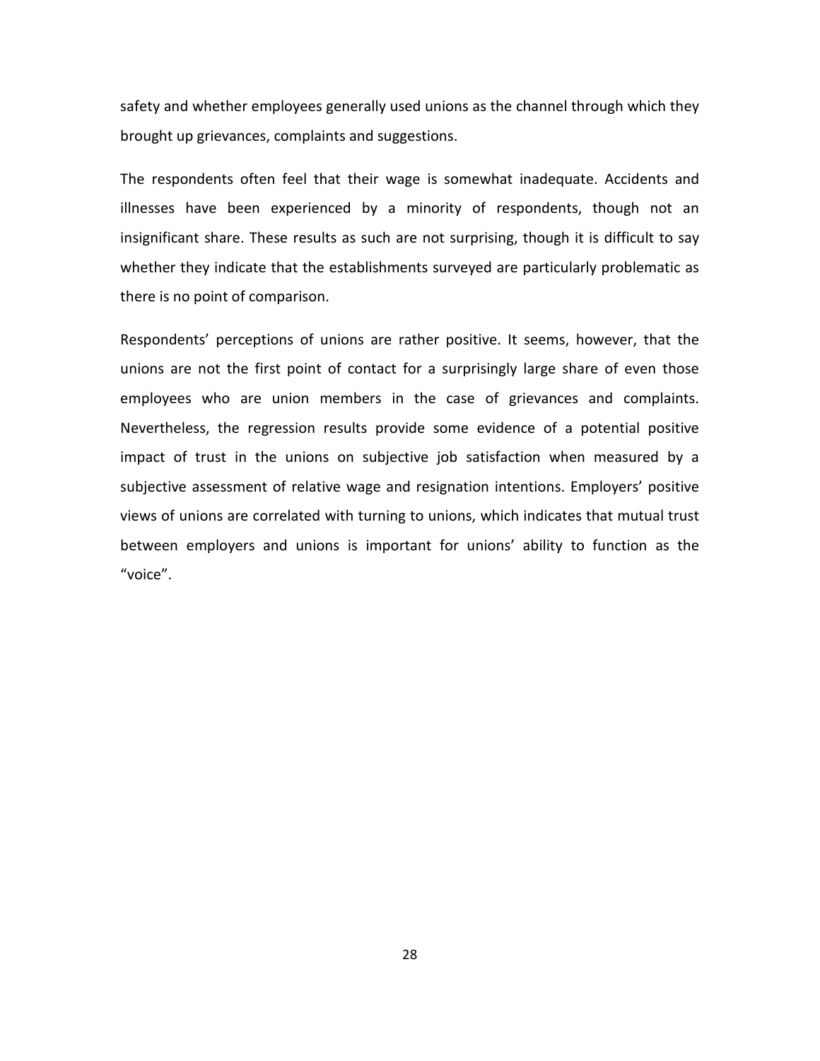safety and whether employees generally used unions as the channel through which they brought up grievances, complaints and suggestions.

The respondents often feel that their wage is somewhat inadequate. Accidents and illnesses have been experienced by a minority of respondents, though not an insignificant share. These results as such are not surprising, though it is difficult to say whether they indicate that the establishments surveyed are particularly problematic as there is no point of comparison.

Respondents' perceptions of unions are rather positive. It seems, however, that the unions are not the first point of contact for a surprisingly large share of even those employees who are union members in the case of grievances and complaints. Nevertheless, the regression results provide some evidence of a potential positive impact of trust in the unions on subjective job satisfaction when measured by a subjective assessment of relative wage and resignation intentions. Employers' positive views of unions are correlated with turning to unions, which indicates that mutual trust between employers and unions is important for unions' ability to function as the "voice".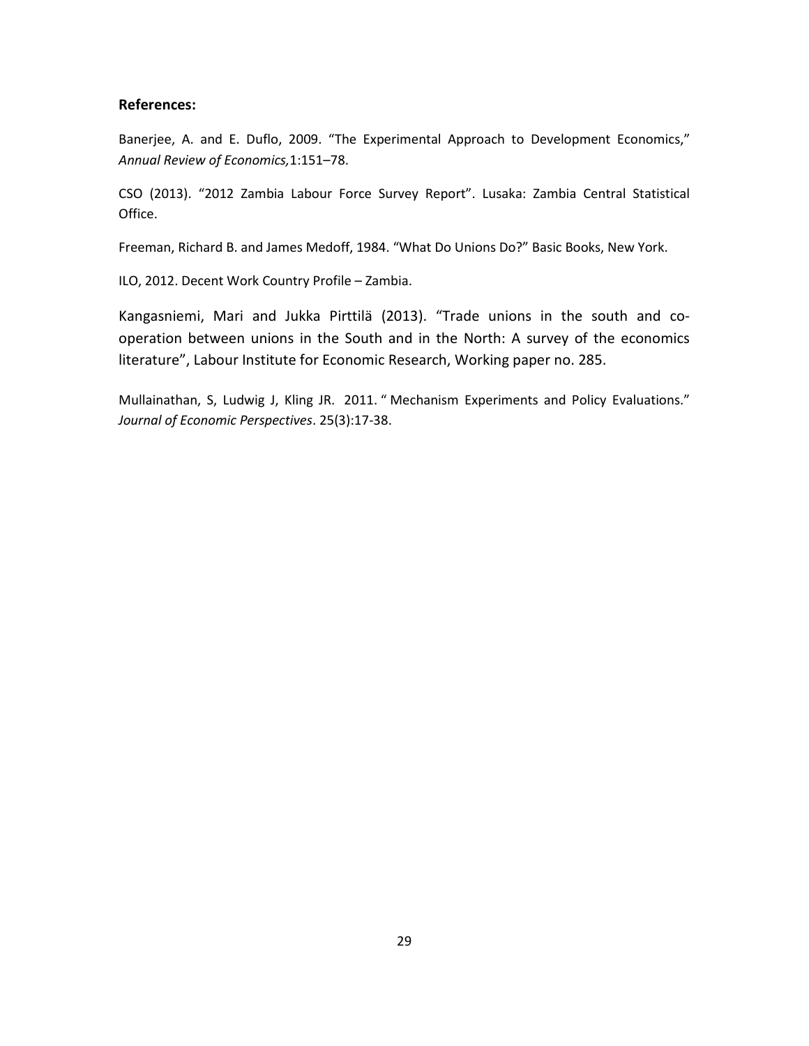**References:**

Banerjee, A. and E. Duflo, 2009. "The Experimental Approach to Development Economics," *Annual Review of Economics,*1:151–78.

CSO (2013). "2012 Zambia Labour Force Survey Report". Lusaka: Zambia Central Statistical Office.

Freeman, Richard B. and James Medoff, 1984. "What Do Unions Do?" Basic Books, New York.

ILO, 2012. Decent Work Country Profile – Zambia.

Kangasniemi, Mari and Jukka Pirttilä (2013). "Trade unions in the south and co-operation between unions in the South and in the North: A survey of the economics literature", Labour Institute for Economic Research, Working paper no. 285.

Mullainathan, S, Ludwig J, Kling JR. 2011. " Mechanism Experiments and Policy Evaluations." *Journal of Economic Perspectives*. 25(3):17-38.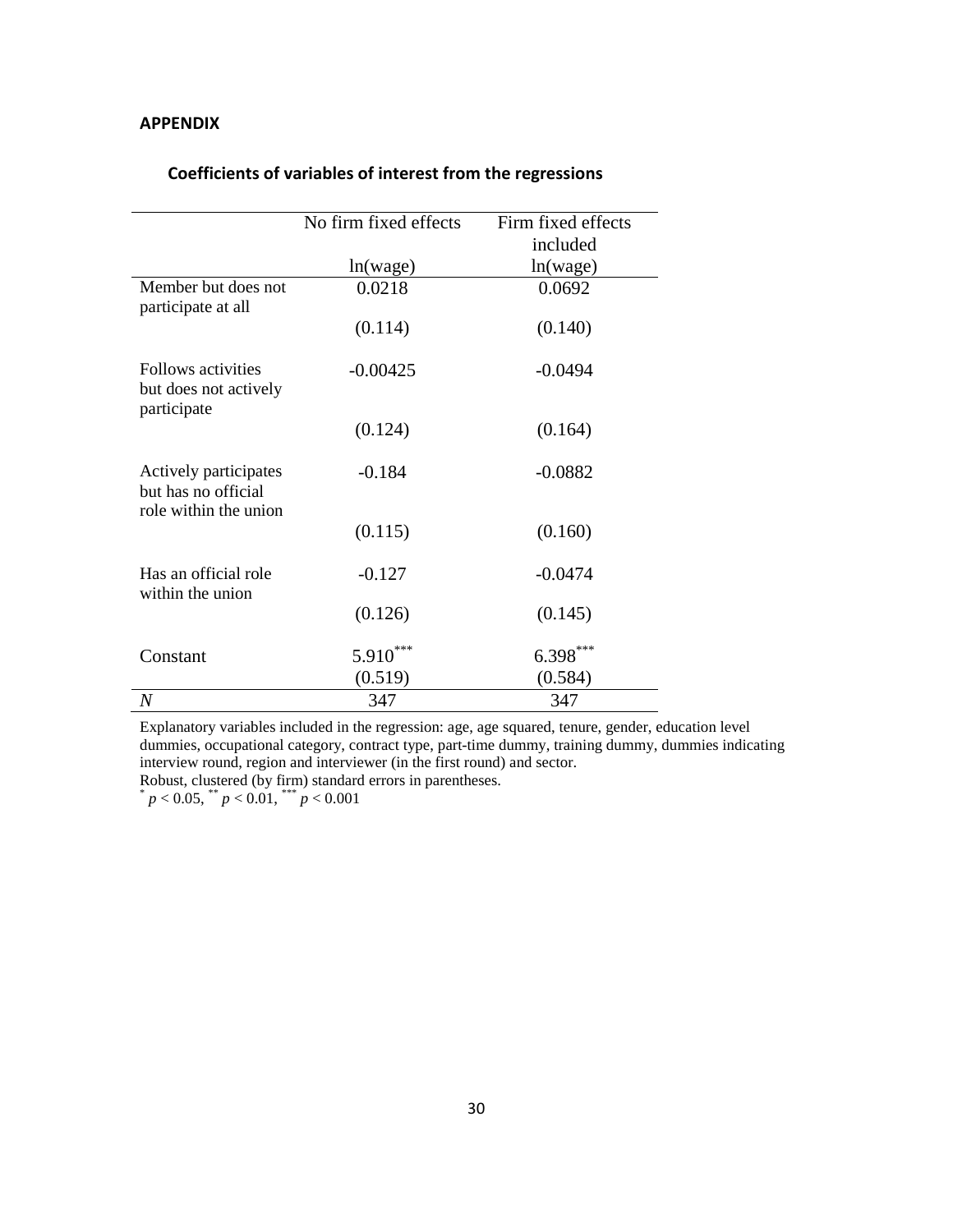**APPENDIX**

**Coefficients of variables of interest from the regressions**

| | No firm fixed effects | Firm fixed effects included |
|---|---|---|
| | ln(wage) | ln(wage) |
| Member but does not participate at all | 0.0218 | 0.0692 |
| | (0.114) | (0.140) |
| Follows activities but does not actively participate | -0.00425 | -0.0494 |
| | (0.124) | (0.164) |
| Actively participates but has no official role within the union | -0.184 | -0.0882 |
| | (0.115) | (0.160) |
| Has an official role within the union | -0.127 | -0.0474 |
| | (0.126) | (0.145) |
| Constant | 5.910*** | 6.398*** |
| | (0.519) | (0.584) |
| *N* | 347 | 347 |

Explanatory variables included in the regression: age, age squared, tenure, gender, education level dummies, occupational category, contract type, part-time dummy, training dummy, dummies indicating interview round, region and interviewer (in the first round) and sector.
Robust, clustered (by firm) standard errors in parentheses.
* $p < 0.05$, ** $p < 0.01$, *** $p < 0.001$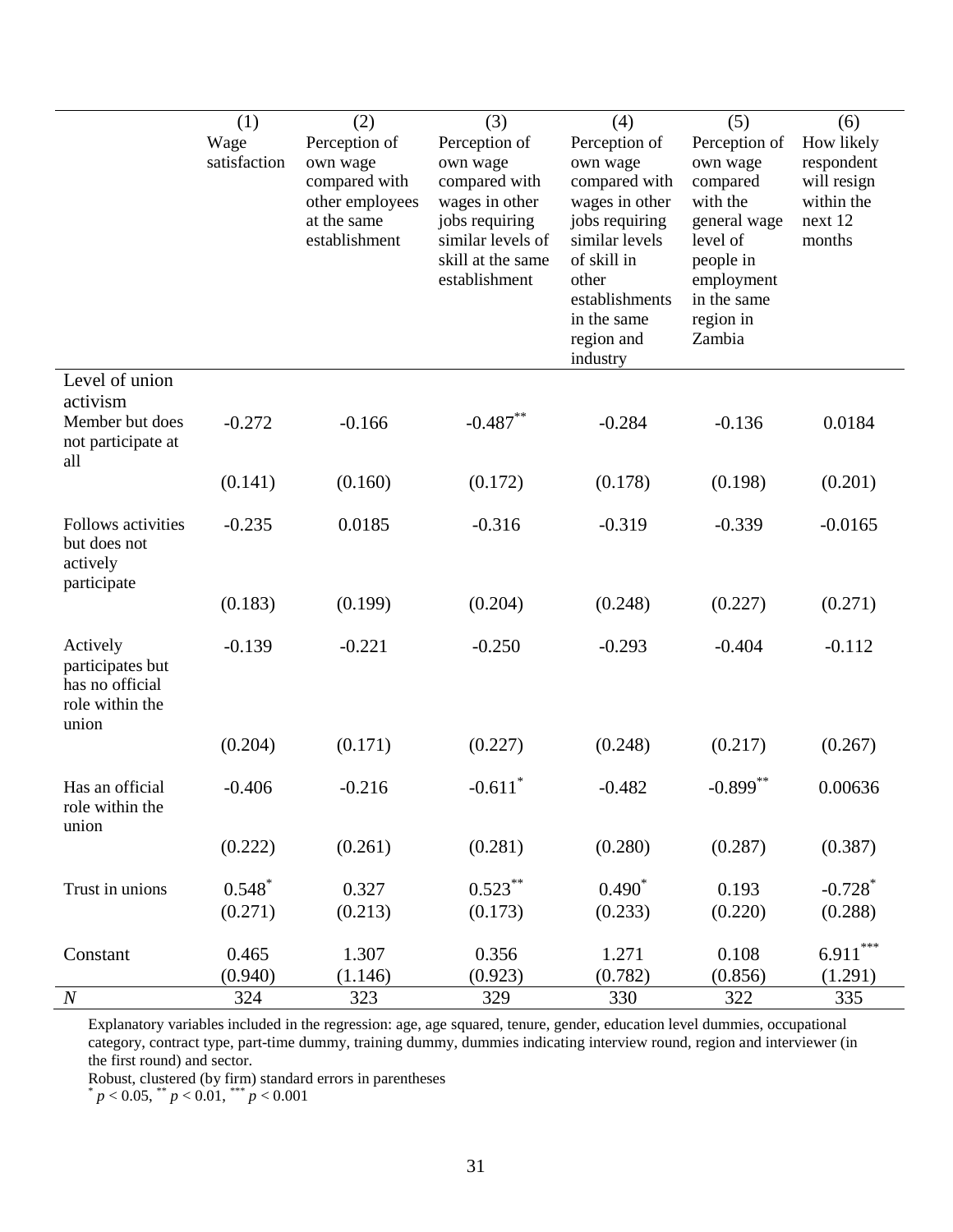| | (1) Wage satisfaction | (2) Perception of own wage compared with other employees at the same establishment | (3) Perception of own wage compared with wages in other jobs requiring similar levels of skill at the same establishment | (4) Perception of own wage compared with wages in other jobs requiring similar levels of skill in other establishments in the same region and industry | (5) Perception of own wage compared with the general wage level of people in employment in the same region in Zambia | (6) How likely respondent will resign within the next 12 months |
|---|---|---|---|---|---|---|
| Level of union activism | | | | | | |
| Member but does not participate at all | -0.272 | -0.166 | $-0.487^{**}$ | -0.284 | -0.136 | 0.0184 |
| | (0.141) | (0.160) | (0.172) | (0.178) | (0.198) | (0.201) |
| Follows activities but does not actively participate | -0.235 | 0.0185 | -0.316 | -0.319 | -0.339 | -0.0165 |
| | (0.183) | (0.199) | (0.204) | (0.248) | (0.227) | (0.271) |
| Actively participates but has no official role within the union | -0.139 | -0.221 | -0.250 | -0.293 | -0.404 | -0.112 |
| | (0.204) | (0.171) | (0.227) | (0.248) | (0.217) | (0.267) |
| Has an official role within the union | -0.406 | -0.216 | $-0.611^{*}$ | -0.482 | $-0.899^{**}$ | 0.00636 |
| | (0.222) | (0.261) | (0.281) | (0.280) | (0.287) | (0.387) |
| Trust in unions | $0.548^{*}$ | 0.327 | $0.523^{**}$ | $0.490^{*}$ | 0.193 | $-0.728^{*}$ |
| | (0.271) | (0.213) | (0.173) | (0.233) | (0.220) | (0.288) |
| Constant | 0.465 | 1.307 | 0.356 | 1.271 | 0.108 | $6.911^{***}$ |
| | (0.940) | (1.146) | (0.923) | (0.782) | (0.856) | (1.291) |
| *N* | 324 | 323 | 329 | 330 | 322 | 335 |

Explanatory variables included in the regression: age, age squared, tenure, gender, education level dummies, occupational category, contract type, part-time dummy, training dummy, dummies indicating interview round, region and interviewer (in the first round) and sector.

Robust, clustered (by firm) standard errors in parentheses

$^{*}$ $p < 0.05$, $^{**}$ $p < 0.01$, $^{***}$ $p < 0.001$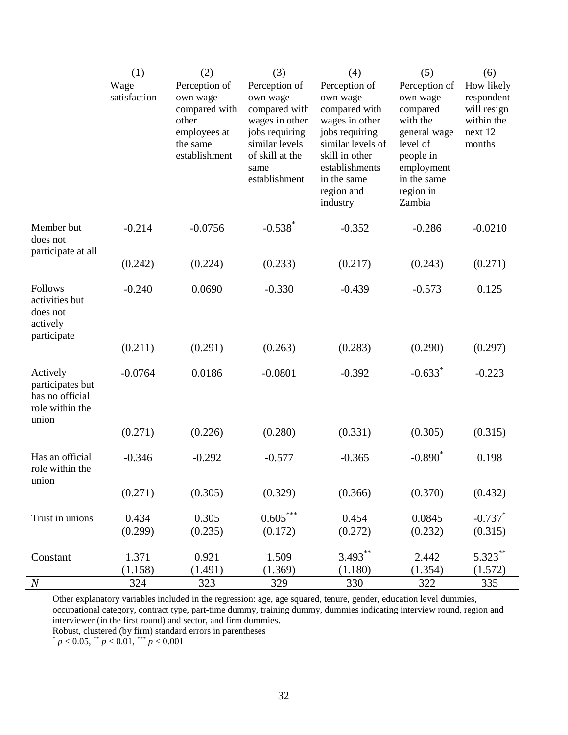| | (1) | (2) | (3) | (4) | (5) | (6) |
|---|---|---|---|---|---|---|
| | Wage satisfaction | Perception of own wage compared with other employees at the same establishment | Perception of own wage compared with wages in other jobs requiring similar levels of skill at the same establishment | Perception of own wage compared with wages in other jobs requiring similar levels of skill in other establishments in the same region and industry | Perception of own wage compared with the general wage level of people in employment in the same region in Zambia | How likely respondent will resign within the next 12 months |
| Member but does not participate at all | -0.214 | -0.0756 | -0.538* | -0.352 | -0.286 | -0.0210 |
| | (0.242) | (0.224) | (0.233) | (0.217) | (0.243) | (0.271) |
| Follows activities but does not actively participate | -0.240 | 0.0690 | -0.330 | -0.439 | -0.573 | 0.125 |
| | (0.211) | (0.291) | (0.263) | (0.283) | (0.290) | (0.297) |
| Actively participates but has no official role within the union | -0.0764 | 0.0186 | -0.0801 | -0.392 | -0.633* | -0.223 |
| | (0.271) | (0.226) | (0.280) | (0.331) | (0.305) | (0.315) |
| Has an official role within the union | -0.346 | -0.292 | -0.577 | -0.365 | -0.890* | 0.198 |
| | (0.271) | (0.305) | (0.329) | (0.366) | (0.370) | (0.432) |
| Trust in unions | 0.434 | 0.305 | 0.605*** | 0.454 | 0.0845 | -0.737* |
| | (0.299) | (0.235) | (0.172) | (0.272) | (0.232) | (0.315) |
| Constant | 1.371 | 0.921 | 1.509 | 3.493** | 2.442 | 5.323** |
| | (1.158) | (1.491) | (1.369) | (1.180) | (1.354) | (1.572) |
| *N* | 324 | 323 | 329 | 330 | 322 | 335 |

Other explanatory variables included in the regression: age, age squared, tenure, gender, education level dummies, occupational category, contract type, part-time dummy, training dummy, dummies indicating interview round, region and interviewer (in the first round) and sector, and firm dummies.

Robust, clustered (by firm) standard errors in parentheses

\* $p < 0.05$, \*\* $p < 0.01$, \*\*\* $p < 0.001$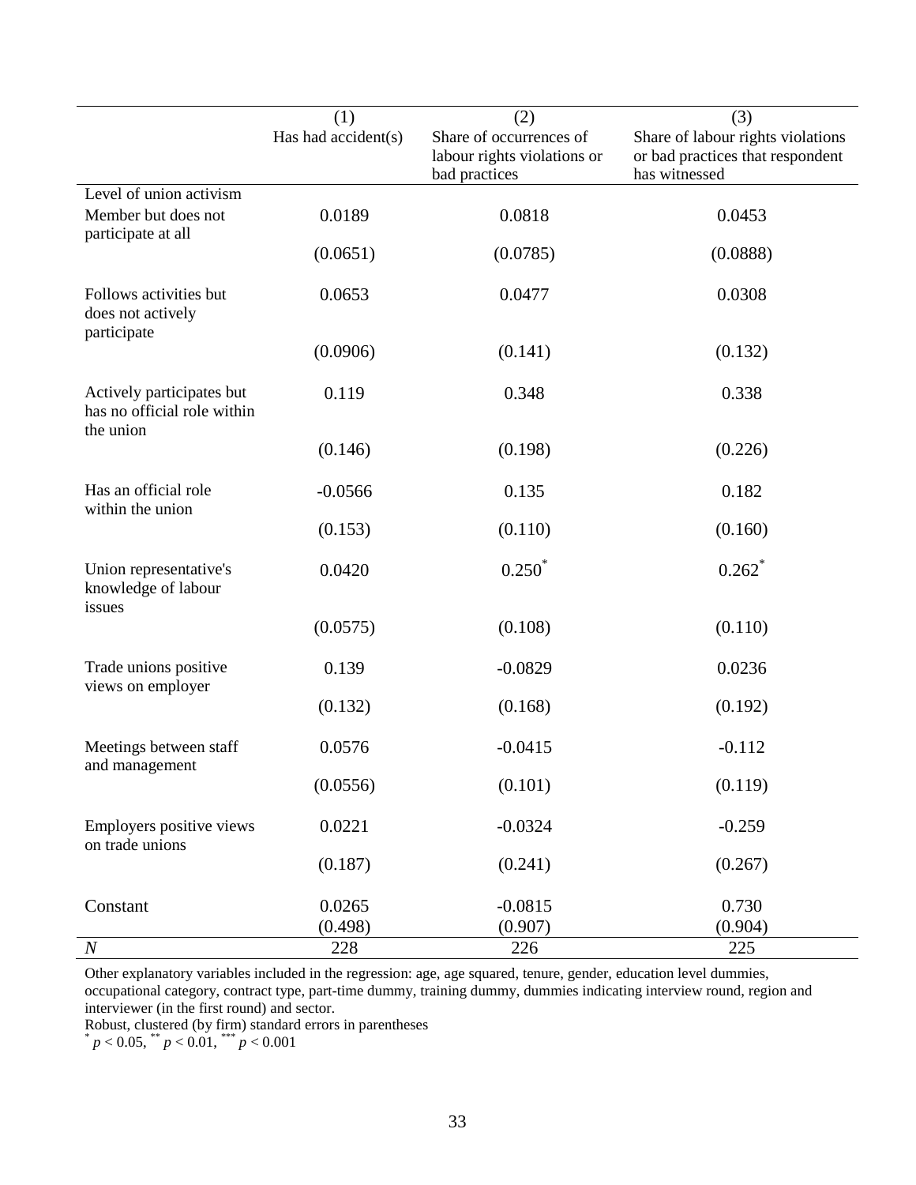| | (1) Has had accident(s) | (2) Share of occurrences of labour rights violations or bad practices | (3) Share of labour rights violations or bad practices that respondent has witnessed |
|---|---|---|---|
| Level of union activism | | | |
| Member but does not participate at all | 0.0189 | 0.0818 | 0.0453 |
| | (0.0651) | (0.0785) | (0.0888) |
| Follows activities but does not actively participate | 0.0653 | 0.0477 | 0.0308 |
| | (0.0906) | (0.141) | (0.132) |
| Actively participates but has no official role within the union | 0.119 | 0.348 | 0.338 |
| | (0.146) | (0.198) | (0.226) |
| Has an official role within the union | -0.0566 | 0.135 | 0.182 |
| | (0.153) | (0.110) | (0.160) |
| Union representative's knowledge of labour issues | 0.0420 | $0.250^{*}$ | $0.262^{*}$ |
| | (0.0575) | (0.108) | (0.110) |
| Trade unions positive views on employer | 0.139 | -0.0829 | 0.0236 |
| | (0.132) | (0.168) | (0.192) |
| Meetings between staff and management | 0.0576 | -0.0415 | -0.112 |
| | (0.0556) | (0.101) | (0.119) |
| Employers positive views on trade unions | 0.0221 | -0.0324 | -0.259 |
| | (0.187) | (0.241) | (0.267) |
| Constant | 0.0265 | -0.0815 | 0.730 |
| | (0.498) | (0.907) | (0.904) |
| *N* | 228 | 226 | 225 |

Other explanatory variables included in the regression: age, age squared, tenure, gender, education level dummies, occupational category, contract type, part-time dummy, training dummy, dummies indicating interview round, region and interviewer (in the first round) and sector.

Robust, clustered (by firm) standard errors in parentheses

$^{*}$ $p < 0.05$, $^{**}$ $p < 0.01$, $^{***}$ $p < 0.001$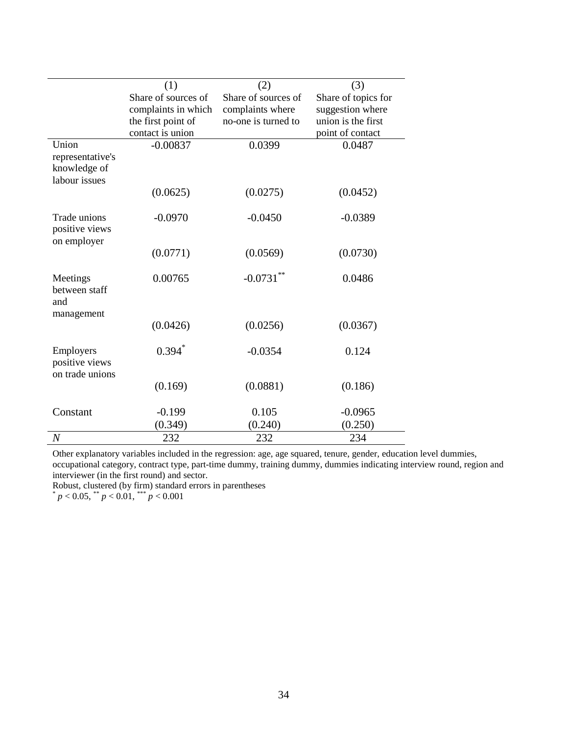| | (1) Share of sources of complaints in which the first point of contact is union | (2) Share of sources of complaints where no-one is turned to | (3) Share of topics for suggestion where union is the first point of contact |
|---|---|---|---|
| Union representative's knowledge of labour issues | -0.00837 | 0.0399 | 0.0487 |
| | (0.0625) | (0.0275) | (0.0452) |
| Trade unions positive views on employer | -0.0970 | -0.0450 | -0.0389 |
| | (0.0771) | (0.0569) | (0.0730) |
| Meetings between staff and management | 0.00765 | -0.0731** | 0.0486 |
| | (0.0426) | (0.0256) | (0.0367) |
| Employers positive views on trade unions | 0.394* | -0.0354 | 0.124 |
| | (0.169) | (0.0881) | (0.186) |
| Constant | -0.199 | 0.105 | -0.0965 |
| | (0.349) | (0.240) | (0.250) |
| *N* | 232 | 232 | 234 |

Other explanatory variables included in the regression: age, age squared, tenure, gender, education level dummies, occupational category, contract type, part-time dummy, training dummy, dummies indicating interview round, region and interviewer (in the first round) and sector.

Robust, clustered (by firm) standard errors in parentheses

* $p < 0.05$, ** $p < 0.01$, *** $p < 0.001$